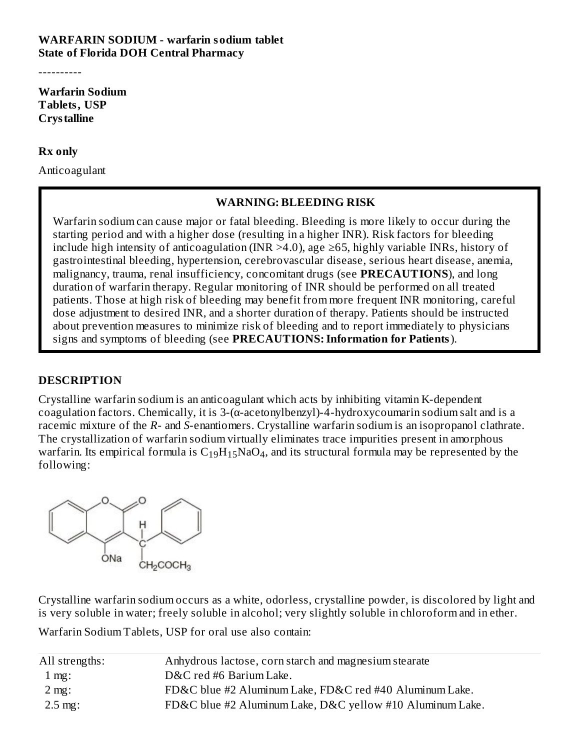**WARFARIN SODIUM - warfarin sodium tablet**
**State of Florida DOH Central Pharmacy**

----------

**Warfarin Sodium Tablets, USP Crystalline**

**Rx only**

Anticoagulant

> **WARNING: BLEEDING RISK**
>
> Warfarin sodium can cause major or fatal bleeding. Bleeding is more likely to occur during the starting period and with a higher dose (resulting in a higher INR). Risk factors for bleeding include high intensity of anticoagulation (INR >4.0), age ≥65, highly variable INRs, history of gastrointestinal bleeding, hypertension, cerebrovascular disease, serious heart disease, anemia, malignancy, trauma, renal insufficiency, concomitant drugs (see **PRECAUTIONS**), and long duration of warfarin therapy. Regular monitoring of INR should be performed on all treated patients. Those at high risk of bleeding may benefit from more frequent INR monitoring, careful dose adjustment to desired INR, and a shorter duration of therapy. Patients should be instructed about prevention measures to minimize risk of bleeding and to report immediately to physicians signs and symptoms of bleeding (see **PRECAUTIONS: Information for Patients**).

## DESCRIPTION

Crystalline warfarin sodium is an anticoagulant which acts by inhibiting vitamin K-dependent coagulation factors. Chemically, it is 3-(α-acetonylbenzyl)-4-hydroxycoumarin sodium salt and is a racemic mixture of the *R*- and *S*-enantiomers. Crystalline warfarin sodium is an isopropanol clathrate. The crystallization of warfarin sodium virtually eliminates trace impurities present in amorphous warfarin. Its empirical formula is $C_{19}H_{15}NaO_4$, and its structural formula may be represented by the following:

Crystalline warfarin sodium occurs as a white, odorless, crystalline powder, is discolored by light and is very soluble in water; freely soluble in alcohol; very slightly soluble in chloroform and in ether.

Warfarin Sodium Tablets, USP for oral use also contain:

| | |
|---|---|
| All strengths: | Anhydrous lactose, corn starch and magnesium stearate |
| 1 mg: | D&C red #6 Barium Lake. |
| 2 mg: | FD&C blue #2 Aluminum Lake, FD&C red #40 Aluminum Lake. |
| 2.5 mg: | FD&C blue #2 Aluminum Lake, D&C yellow #10 Aluminum Lake. |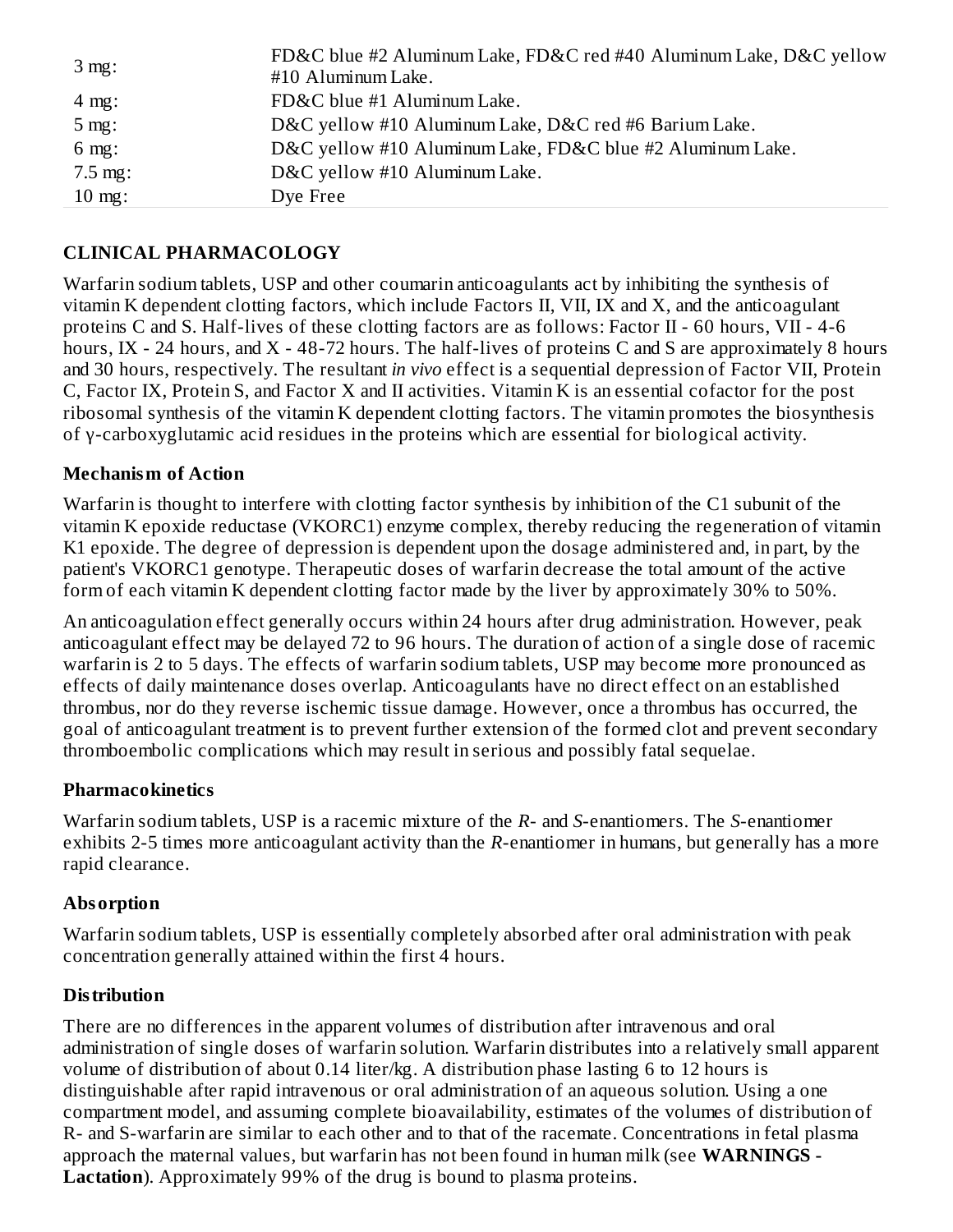| | |
|---|---|
| 3 mg: | FD&C blue #2 Aluminum Lake, FD&C red #40 Aluminum Lake, D&C yellow #10 Aluminum Lake. |
| 4 mg: | FD&C blue #1 Aluminum Lake. |
| 5 mg: | D&C yellow #10 Aluminum Lake, D&C red #6 Barium Lake. |
| 6 mg: | D&C yellow #10 Aluminum Lake, FD&C blue #2 Aluminum Lake. |
| 7.5 mg: | D&C yellow #10 Aluminum Lake. |
| 10 mg: | Dye Free |

## CLINICAL PHARMACOLOGY

Warfarin sodium tablets, USP and other coumarin anticoagulants act by inhibiting the synthesis of vitamin K dependent clotting factors, which include Factors II, VII, IX and X, and the anticoagulant proteins C and S. Half-lives of these clotting factors are as follows: Factor II - 60 hours, VII - 4-6 hours, IX - 24 hours, and X - 48-72 hours. The half-lives of proteins C and S are approximately 8 hours and 30 hours, respectively. The resultant *in vivo* effect is a sequential depression of Factor VII, Protein C, Factor IX, Protein S, and Factor X and II activities. Vitamin K is an essential cofactor for the post ribosomal synthesis of the vitamin K dependent clotting factors. The vitamin promotes the biosynthesis of γ-carboxyglutamic acid residues in the proteins which are essential for biological activity.

### Mechanism of Action

Warfarin is thought to interfere with clotting factor synthesis by inhibition of the C1 subunit of the vitamin K epoxide reductase (VKORC1) enzyme complex, thereby reducing the regeneration of vitamin K1 epoxide. The degree of depression is dependent upon the dosage administered and, in part, by the patient's VKORC1 genotype. Therapeutic doses of warfarin decrease the total amount of the active form of each vitamin K dependent clotting factor made by the liver by approximately 30% to 50%.

An anticoagulation effect generally occurs within 24 hours after drug administration. However, peak anticoagulant effect may be delayed 72 to 96 hours. The duration of action of a single dose of racemic warfarin is 2 to 5 days. The effects of warfarin sodium tablets, USP may become more pronounced as effects of daily maintenance doses overlap. Anticoagulants have no direct effect on an established thrombus, nor do they reverse ischemic tissue damage. However, once a thrombus has occurred, the goal of anticoagulant treatment is to prevent further extension of the formed clot and prevent secondary thromboembolic complications which may result in serious and possibly fatal sequelae.

### Pharmacokinetics

Warfarin sodium tablets, USP is a racemic mixture of the *R*- and *S*-enantiomers. The *S*-enantiomer exhibits 2-5 times more anticoagulant activity than the *R*-enantiomer in humans, but generally has a more rapid clearance.

### Absorption

Warfarin sodium tablets, USP is essentially completely absorbed after oral administration with peak concentration generally attained within the first 4 hours.

### Distribution

There are no differences in the apparent volumes of distribution after intravenous and oral administration of single doses of warfarin solution. Warfarin distributes into a relatively small apparent volume of distribution of about 0.14 liter/kg. A distribution phase lasting 6 to 12 hours is distinguishable after rapid intravenous or oral administration of an aqueous solution. Using a one compartment model, and assuming complete bioavailability, estimates of the volumes of distribution of R- and S-warfarin are similar to each other and to that of the racemate. Concentrations in fetal plasma approach the maternal values, but warfarin has not been found in human milk (see **WARNINGS - Lactation**). Approximately 99% of the drug is bound to plasma proteins.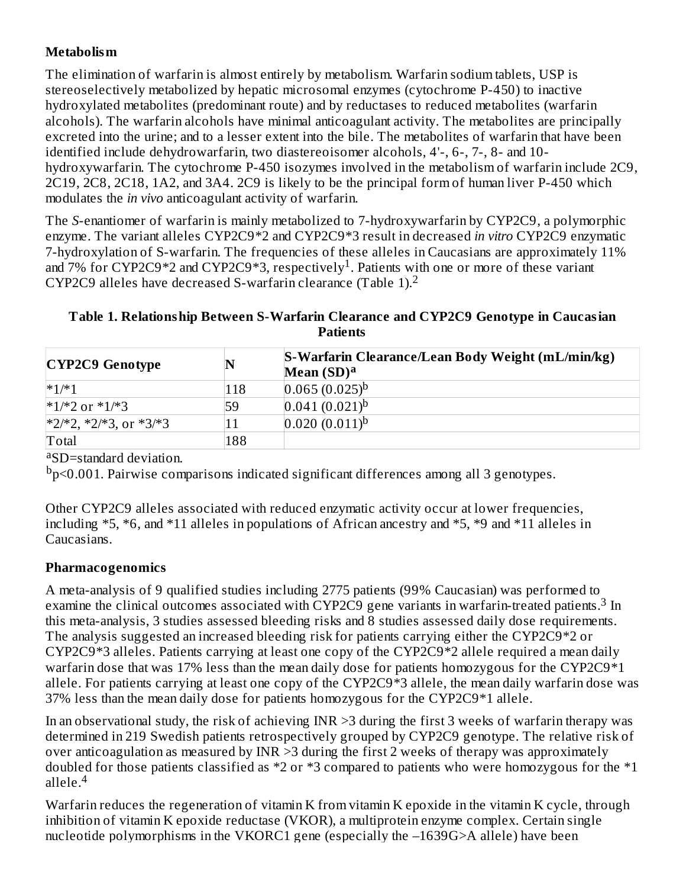### Metabolism

The elimination of warfarin is almost entirely by metabolism. Warfarin sodium tablets, USP is stereoselectively metabolized by hepatic microsomal enzymes (cytochrome P-450) to inactive hydroxylated metabolites (predominant route) and by reductases to reduced metabolites (warfarin alcohols). The warfarin alcohols have minimal anticoagulant activity. The metabolites are principally excreted into the urine; and to a lesser extent into the bile. The metabolites of warfarin that have been identified include dehydrowarfarin, two diastereoisomer alcohols, 4'-, 6-, 7-, 8- and 10-hydroxywarfarin. The cytochrome P-450 isozymes involved in the metabolism of warfarin include 2C9, 2C19, 2C8, 2C18, 1A2, and 3A4. 2C9 is likely to be the principal form of human liver P-450 which modulates the *in vivo* anticoagulant activity of warfarin.

The *S*-enantiomer of warfarin is mainly metabolized to 7-hydroxywarfarin by CYP2C9, a polymorphic enzyme. The variant alleles CYP2C9*2 and CYP2C9*3 result in decreased *in vitro* CYP2C9 enzymatic 7-hydroxylation of S-warfarin. The frequencies of these alleles in Caucasians are approximately 11% and 7% for CYP2C9*2 and CYP2C9*3, respectively[1]. Patients with one or more of these variant CYP2C9 alleles have decreased S-warfarin clearance (Table 1).[2]

**Table 1. Relationship Between S-Warfarin Clearance and CYP2C9 Genotype in Caucasian Patients**

| CYP2C9 Genotype | N | S-Warfarin Clearance/Lean Body Weight (mL/min/kg) Mean (SD)[a] |
|---|---|---|
| *1/*1 | 118 | 0.065 (0.025)[b] |
| *1/*2 or *1/*3 | 59 | 0.041 (0.021)[b] |
| *2/*2, *2/*3, or *3/*3 | 11 | 0.020 (0.011)[b] |
| Total | 188 | |

[a]SD=standard deviation.

[b]$p<0.001$. Pairwise comparisons indicated significant differences among all 3 genotypes.

Other CYP2C9 alleles associated with reduced enzymatic activity occur at lower frequencies, including *5, *6, and *11 alleles in populations of African ancestry and *5, *9 and *11 alleles in Caucasians.

### Pharmacogenomics

A meta-analysis of 9 qualified studies including 2775 patients (99% Caucasian) was performed to examine the clinical outcomes associated with CYP2C9 gene variants in warfarin-treated patients.[3] In this meta-analysis, 3 studies assessed bleeding risks and 8 studies assessed daily dose requirements. The analysis suggested an increased bleeding risk for patients carrying either the CYP2C9*2 or CYP2C9*3 alleles. Patients carrying at least one copy of the CYP2C9*2 allele required a mean daily warfarin dose that was 17% less than the mean daily dose for patients homozygous for the CYP2C9*1 allele. For patients carrying at least one copy of the CYP2C9*3 allele, the mean daily warfarin dose was 37% less than the mean daily dose for patients homozygous for the CYP2C9*1 allele.

In an observational study, the risk of achieving INR >3 during the first 3 weeks of warfarin therapy was determined in 219 Swedish patients retrospectively grouped by CYP2C9 genotype. The relative risk of over anticoagulation as measured by INR >3 during the first 2 weeks of therapy was approximately doubled for those patients classified as *2 or *3 compared to patients who were homozygous for the *1 allele.[4]

Warfarin reduces the regeneration of vitamin K from vitamin K epoxide in the vitamin K cycle, through inhibition of vitamin K epoxide reductase (VKOR), a multiprotein enzyme complex. Certain single nucleotide polymorphisms in the VKORC1 gene (especially the –1639G>A allele) have been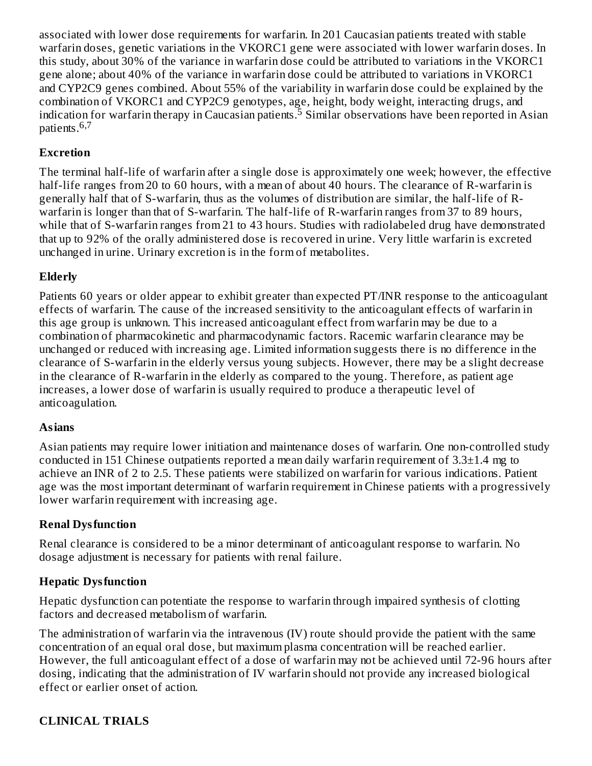associated with lower dose requirements for warfarin. In 201 Caucasian patients treated with stable warfarin doses, genetic variations in the VKORC1 gene were associated with lower warfarin doses. In this study, about 30% of the variance in warfarin dose could be attributed to variations in the VKORC1 gene alone; about 40% of the variance in warfarin dose could be attributed to variations in VKORC1 and CYP2C9 genes combined. About 55% of the variability in warfarin dose could be explained by the combination of VKORC1 and CYP2C9 genotypes, age, height, body weight, interacting drugs, and indication for warfarin therapy in Caucasian patients.[5] Similar observations have been reported in Asian patients.[6,7]

**Excretion**

The terminal half-life of warfarin after a single dose is approximately one week; however, the effective half-life ranges from 20 to 60 hours, with a mean of about 40 hours. The clearance of R-warfarin is generally half that of S-warfarin, thus as the volumes of distribution are similar, the half-life of R-warfarin is longer than that of S-warfarin. The half-life of R-warfarin ranges from 37 to 89 hours, while that of S-warfarin ranges from 21 to 43 hours. Studies with radiolabeled drug have demonstrated that up to 92% of the orally administered dose is recovered in urine. Very little warfarin is excreted unchanged in urine. Urinary excretion is in the form of metabolites.

**Elderly**

Patients 60 years or older appear to exhibit greater than expected PT/INR response to the anticoagulant effects of warfarin. The cause of the increased sensitivity to the anticoagulant effects of warfarin in this age group is unknown. This increased anticoagulant effect from warfarin may be due to a combination of pharmacokinetic and pharmacodynamic factors. Racemic warfarin clearance may be unchanged or reduced with increasing age. Limited information suggests there is no difference in the clearance of S-warfarin in the elderly versus young subjects. However, there may be a slight decrease in the clearance of R-warfarin in the elderly as compared to the young. Therefore, as patient age increases, a lower dose of warfarin is usually required to produce a therapeutic level of anticoagulation.

**Asians**

Asian patients may require lower initiation and maintenance doses of warfarin. One non-controlled study conducted in 151 Chinese outpatients reported a mean daily warfarin requirement of 3.3±1.4 mg to achieve an INR of 2 to 2.5. These patients were stabilized on warfarin for various indications. Patient age was the most important determinant of warfarin requirement in Chinese patients with a progressively lower warfarin requirement with increasing age.

**Renal Dysfunction**

Renal clearance is considered to be a minor determinant of anticoagulant response to warfarin. No dosage adjustment is necessary for patients with renal failure.

**Hepatic Dysfunction**

Hepatic dysfunction can potentiate the response to warfarin through impaired synthesis of clotting factors and decreased metabolism of warfarin.

The administration of warfarin via the intravenous (IV) route should provide the patient with the same concentration of an equal oral dose, but maximum plasma concentration will be reached earlier. However, the full anticoagulant effect of a dose of warfarin may not be achieved until 72-96 hours after dosing, indicating that the administration of IV warfarin should not provide any increased biological effect or earlier onset of action.

## CLINICAL TRIALS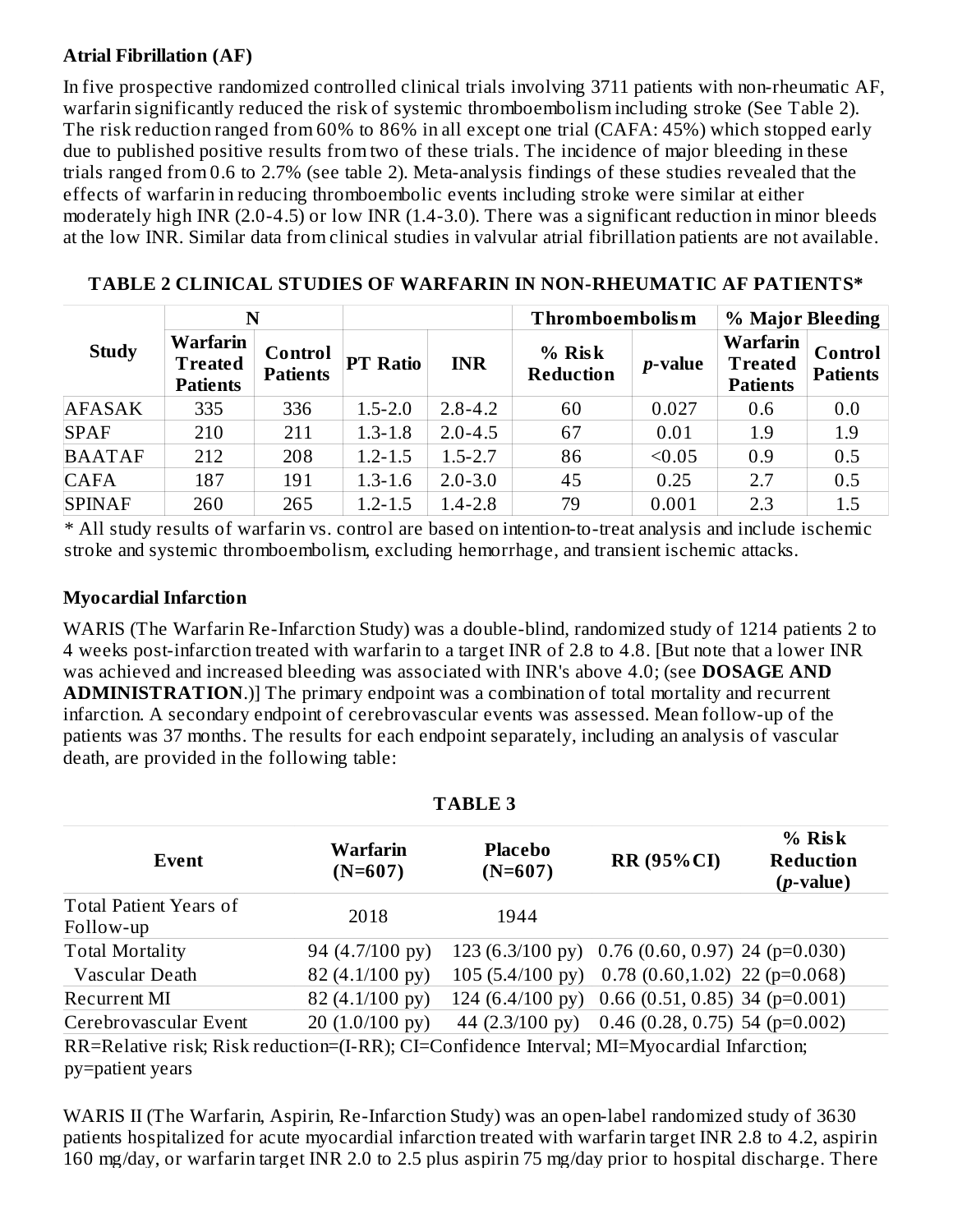**Atrial Fibrillation (AF)**

In five prospective randomized controlled clinical trials involving 3711 patients with non-rheumatic AF, warfarin significantly reduced the risk of systemic thromboembolism including stroke (See Table 2). The risk reduction ranged from 60% to 86% in all except one trial (CAFA: 45%) which stopped early due to published positive results from two of these trials. The incidence of major bleeding in these trials ranged from 0.6 to 2.7% (see table 2). Meta-analysis findings of these studies revealed that the effects of warfarin in reducing thromboembolic events including stroke were similar at either moderately high INR (2.0-4.5) or low INR (1.4-3.0). There was a significant reduction in minor bleeds at the low INR. Similar data from clinical studies in valvular atrial fibrillation patients are not available.

**TABLE 2 CLINICAL STUDIES OF WARFARIN IN NON-RHEUMATIC AF PATIENTS***

| Study | N | | | | Thromboembolism | | % Major Bleeding | |
|---|---|---|---|---|---|---|---|---|
| | Warfarin Treated Patients | Control Patients | PT Ratio | INR | % Risk Reduction | *p*-value | Warfarin Treated Patients | Control Patients |
| AFASAK | 335 | 336 | 1.5-2.0 | 2.8-4.2 | 60 | 0.027 | 0.6 | 0.0 |
| SPAF | 210 | 211 | 1.3-1.8 | 2.0-4.5 | 67 | 0.01 | 1.9 | 1.9 |
| BAATAF | 212 | 208 | 1.2-1.5 | 1.5-2.7 | 86 | <0.05 | 0.9 | 0.5 |
| CAFA | 187 | 191 | 1.3-1.6 | 2.0-3.0 | 45 | 0.25 | 2.7 | 0.5 |
| SPINAF | 260 | 265 | 1.2-1.5 | 1.4-2.8 | 79 | 0.001 | 2.3 | 1.5 |

\* All study results of warfarin vs. control are based on intention-to-treat analysis and include ischemic stroke and systemic thromboembolism, excluding hemorrhage, and transient ischemic attacks.

**Myocardial Infarction**

WARIS (The Warfarin Re-Infarction Study) was a double-blind, randomized study of 1214 patients 2 to 4 weeks post-infarction treated with warfarin to a target INR of 2.8 to 4.8. [But note that a lower INR was achieved and increased bleeding was associated with INR's above 4.0; (see **DOSAGE AND ADMINISTRATION**.)] The primary endpoint was a combination of total mortality and recurrent infarction. A secondary endpoint of cerebrovascular events was assessed. Mean follow-up of the patients was 37 months. The results for each endpoint separately, including an analysis of vascular death, are provided in the following table:

**TABLE 3**

| Event | Warfarin (N=607) | Placebo (N=607) | RR (95%CI) | % Risk Reduction (*p*-value) |
|---|---|---|---|---|
| Total Patient Years of Follow-up | 2018 | 1944 | | |
| Total Mortality | 94 (4.7/100 py) | 123 (6.3/100 py) | 0.76 (0.60, 0.97) | 24 (p=0.030) |
| Vascular Death | 82 (4.1/100 py) | 105 (5.4/100 py) | 0.78 (0.60,1.02) | 22 (p=0.068) |
| Recurrent MI | 82 (4.1/100 py) | 124 (6.4/100 py) | 0.66 (0.51, 0.85) | 34 (p=0.001) |
| Cerebrovascular Event | 20 (1.0/100 py) | 44 (2.3/100 py) | 0.46 (0.28, 0.75) | 54 (p=0.002) |

RR=Relative risk; Risk reduction=(I-RR); CI=Confidence Interval; MI=Myocardial Infarction; py=patient years

WARIS II (The Warfarin, Aspirin, Re-Infarction Study) was an open-label randomized study of 3630 patients hospitalized for acute myocardial infarction treated with warfarin target INR 2.8 to 4.2, aspirin 160 mg/day, or warfarin target INR 2.0 to 2.5 plus aspirin 75 mg/day prior to hospital discharge. There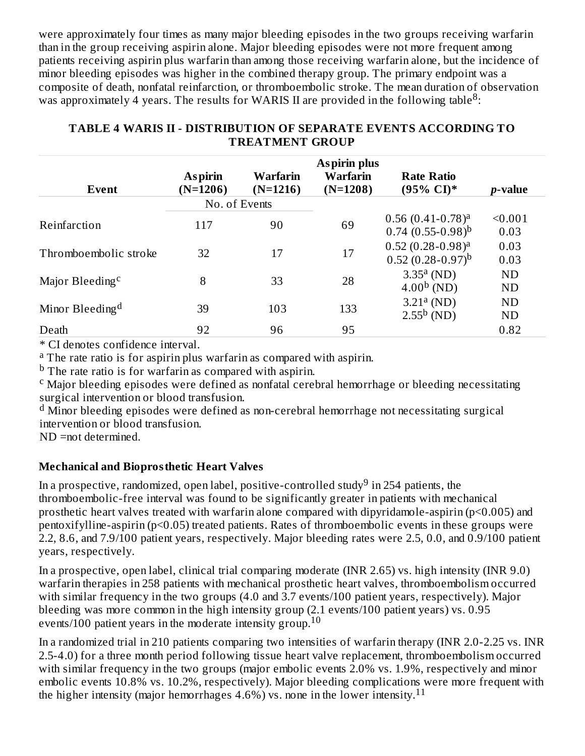were approximately four times as many major bleeding episodes in the two groups receiving warfarin than in the group receiving aspirin alone. Major bleeding episodes were not more frequent among patients receiving aspirin plus warfarin than among those receiving warfarin alone, but the incidence of minor bleeding episodes was higher in the combined therapy group. The primary endpoint was a composite of death, nonfatal reinfarction, or thromboembolic stroke. The mean duration of observation was approximately 4 years. The results for WARIS II are provided in the following table[8]:

**TABLE 4 WARIS II - DISTRIBUTION OF SEPARATE EVENTS ACCORDING TO TREATMENT GROUP**

| Event | Aspirin (N=1206) | Warfarin (N=1216) | Aspirin plus Warfarin (N=1208) | Rate Ratio (95% CI)* | *p*-value |
|---|---|---|---|---|---|
| | No. of Events | | | | |
| Reinfarction | 117 | 90 | 69 | 0.56 (0.41-0.78)[a]<br>0.74 (0.55-0.98)[b] | <0.001<br>0.03 |
| Thromboembolic stroke | 32 | 17 | 17 | 0.52 (0.28-0.98)[a]<br>0.52 (0.28-0.97)[b] | 0.03<br>0.03 |
| Major Bleeding[c] | 8 | 33 | 28 | 3.35[a] (ND)<br>4.00[b] (ND) | ND<br>ND |
| Minor Bleeding[d] | 39 | 103 | 133 | 3.21[a] (ND)<br>2.55[b] (ND) | ND<br>ND |
| Death | 92 | 96 | 95 | | 0.82 |

\* CI denotes confidence interval.
[a] The rate ratio is for aspirin plus warfarin as compared with aspirin.
[b] The rate ratio is for warfarin as compared with aspirin.
[c] Major bleeding episodes were defined as nonfatal cerebral hemorrhage or bleeding necessitating surgical intervention or blood transfusion.
[d] Minor bleeding episodes were defined as non-cerebral hemorrhage not necessitating surgical intervention or blood transfusion.
ND =not determined.

**Mechanical and Bioprosthetic Heart Valves**

In a prospective, randomized, open label, positive-controlled study[9] in 254 patients, the thromboembolic-free interval was found to be significantly greater in patients with mechanical prosthetic heart valves treated with warfarin alone compared with dipyridamole-aspirin ($p<0.005$) and pentoxifylline-aspirin ($p<0.05$) treated patients. Rates of thromboembolic events in these groups were 2.2, 8.6, and 7.9/100 patient years, respectively. Major bleeding rates were 2.5, 0.0, and 0.9/100 patient years, respectively.

In a prospective, open label, clinical trial comparing moderate (INR 2.65) vs. high intensity (INR 9.0) warfarin therapies in 258 patients with mechanical prosthetic heart valves, thromboembolism occurred with similar frequency in the two groups (4.0 and 3.7 events/100 patient years, respectively). Major bleeding was more common in the high intensity group (2.1 events/100 patient years) vs. 0.95 events/100 patient years in the moderate intensity group.[10]

In a randomized trial in 210 patients comparing two intensities of warfarin therapy (INR 2.0-2.25 vs. INR 2.5-4.0) for a three month period following tissue heart valve replacement, thromboembolism occurred with similar frequency in the two groups (major embolic events 2.0% vs. 1.9%, respectively and minor embolic events 10.8% vs. 10.2%, respectively). Major bleeding complications were more frequent with the higher intensity (major hemorrhages 4.6%) vs. none in the lower intensity.[11]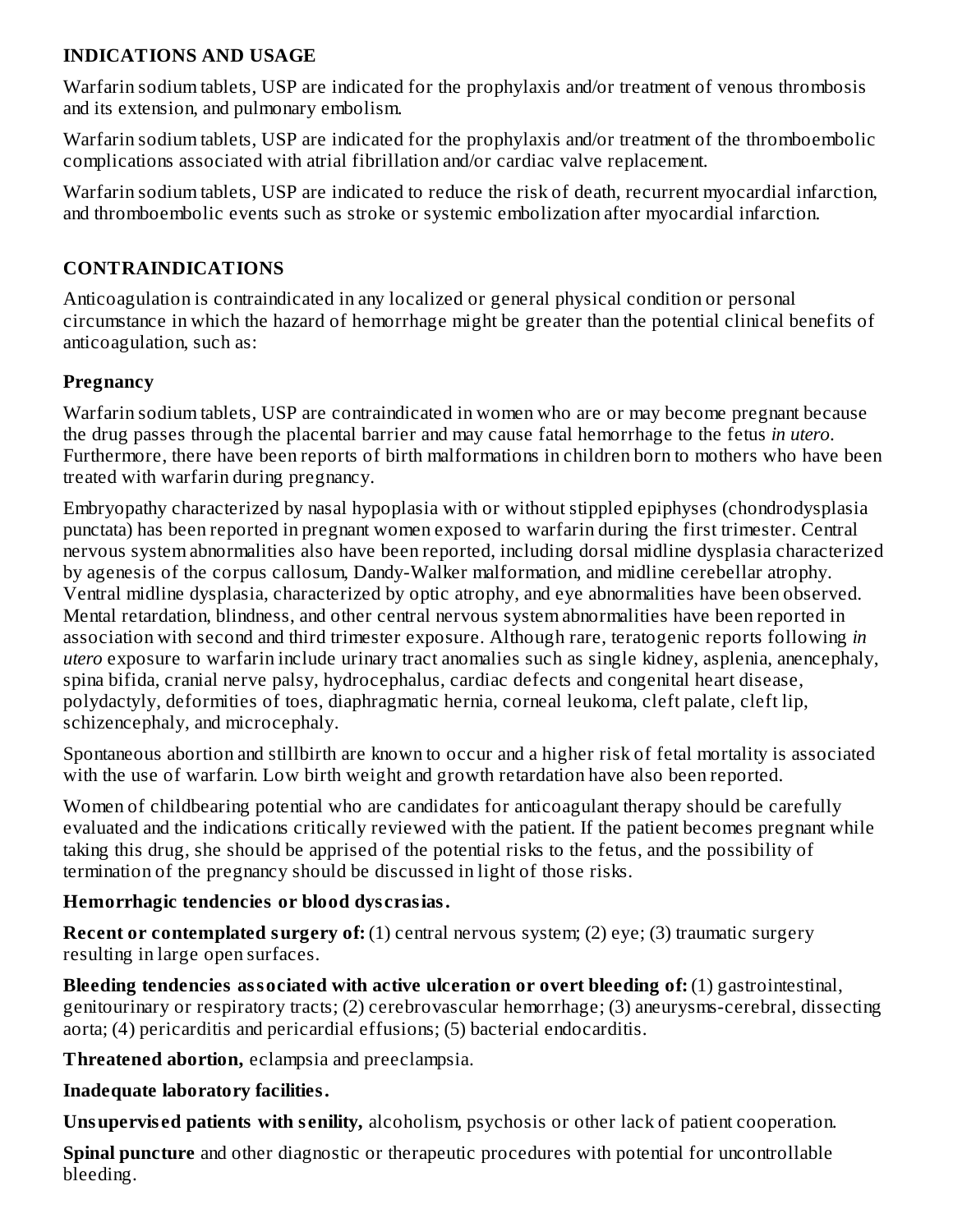## INDICATIONS AND USAGE

Warfarin sodium tablets, USP are indicated for the prophylaxis and/or treatment of venous thrombosis and its extension, and pulmonary embolism.

Warfarin sodium tablets, USP are indicated for the prophylaxis and/or treatment of the thromboembolic complications associated with atrial fibrillation and/or cardiac valve replacement.

Warfarin sodium tablets, USP are indicated to reduce the risk of death, recurrent myocardial infarction, and thromboembolic events such as stroke or systemic embolization after myocardial infarction.

## CONTRAINDICATIONS

Anticoagulation is contraindicated in any localized or general physical condition or personal circumstance in which the hazard of hemorrhage might be greater than the potential clinical benefits of anticoagulation, such as:

### Pregnancy

Warfarin sodium tablets, USP are contraindicated in women who are or may become pregnant because the drug passes through the placental barrier and may cause fatal hemorrhage to the fetus *in utero*. Furthermore, there have been reports of birth malformations in children born to mothers who have been treated with warfarin during pregnancy.

Embryopathy characterized by nasal hypoplasia with or without stippled epiphyses (chondrodysplasia punctata) has been reported in pregnant women exposed to warfarin during the first trimester. Central nervous system abnormalities also have been reported, including dorsal midline dysplasia characterized by agenesis of the corpus callosum, Dandy-Walker malformation, and midline cerebellar atrophy. Ventral midline dysplasia, characterized by optic atrophy, and eye abnormalities have been observed. Mental retardation, blindness, and other central nervous system abnormalities have been reported in association with second and third trimester exposure. Although rare, teratogenic reports following *in utero* exposure to warfarin include urinary tract anomalies such as single kidney, asplenia, anencephaly, spina bifida, cranial nerve palsy, hydrocephalus, cardiac defects and congenital heart disease, polydactyly, deformities of toes, diaphragmatic hernia, corneal leukoma, cleft palate, cleft lip, schizencephaly, and microcephaly.

Spontaneous abortion and stillbirth are known to occur and a higher risk of fetal mortality is associated with the use of warfarin. Low birth weight and growth retardation have also been reported.

Women of childbearing potential who are candidates for anticoagulant therapy should be carefully evaluated and the indications critically reviewed with the patient. If the patient becomes pregnant while taking this drug, she should be apprised of the potential risks to the fetus, and the possibility of termination of the pregnancy should be discussed in light of those risks.

**Hemorrhagic tendencies or blood dyscrasias.**

**Recent or contemplated surgery of:** (1) central nervous system; (2) eye; (3) traumatic surgery resulting in large open surfaces.

**Bleeding tendencies associated with active ulceration or overt bleeding of:** (1) gastrointestinal, genitourinary or respiratory tracts; (2) cerebrovascular hemorrhage; (3) aneurysms-cerebral, dissecting aorta; (4) pericarditis and pericardial effusions; (5) bacterial endocarditis.

**Threatened abortion,** eclampsia and preeclampsia.

**Inadequate laboratory facilities.**

**Unsupervised patients with senility,** alcoholism, psychosis or other lack of patient cooperation.

**Spinal puncture** and other diagnostic or therapeutic procedures with potential for uncontrollable bleeding.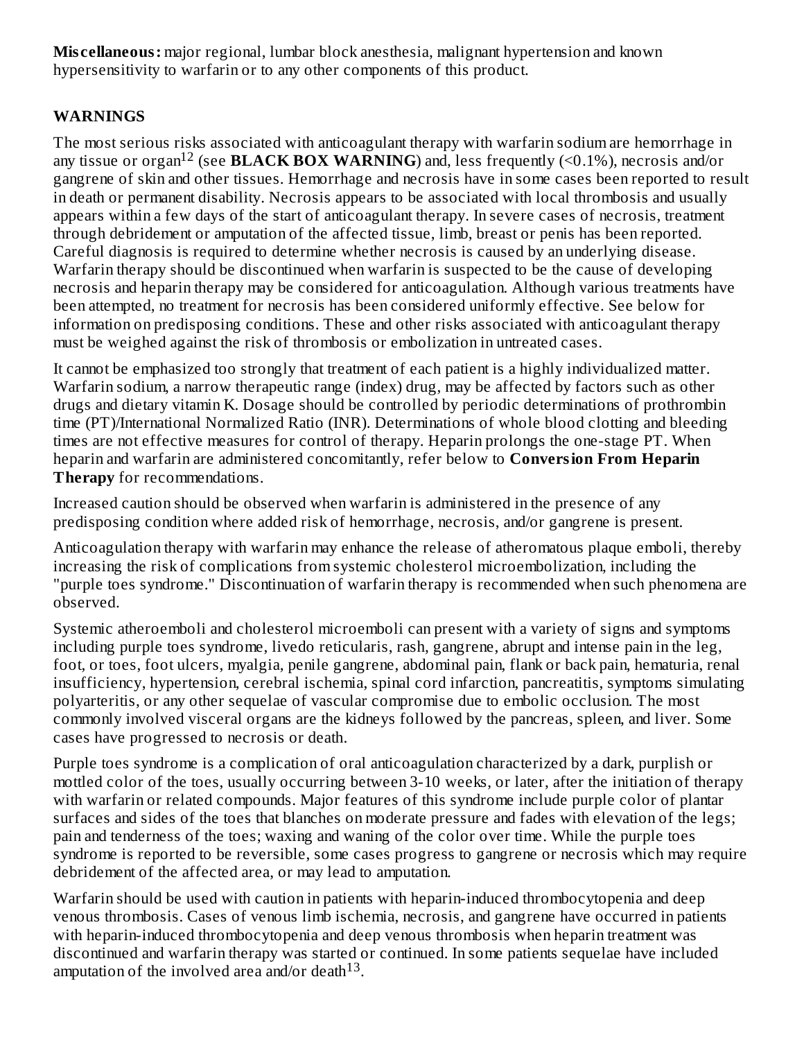**Miscellaneous:** major regional, lumbar block anesthesia, malignant hypertension and known hypersensitivity to warfarin or to any other components of this product.

## WARNINGS

The most serious risks associated with anticoagulant therapy with warfarin sodium are hemorrhage in any tissue or organ[12] (see **BLACK BOX WARNING**) and, less frequently (<0.1%), necrosis and/or gangrene of skin and other tissues. Hemorrhage and necrosis have in some cases been reported to result in death or permanent disability. Necrosis appears to be associated with local thrombosis and usually appears within a few days of the start of anticoagulant therapy. In severe cases of necrosis, treatment through debridement or amputation of the affected tissue, limb, breast or penis has been reported. Careful diagnosis is required to determine whether necrosis is caused by an underlying disease. Warfarin therapy should be discontinued when warfarin is suspected to be the cause of developing necrosis and heparin therapy may be considered for anticoagulation. Although various treatments have been attempted, no treatment for necrosis has been considered uniformly effective. See below for information on predisposing conditions. These and other risks associated with anticoagulant therapy must be weighed against the risk of thrombosis or embolization in untreated cases.

It cannot be emphasized too strongly that treatment of each patient is a highly individualized matter. Warfarin sodium, a narrow therapeutic range (index) drug, may be affected by factors such as other drugs and dietary vitamin K. Dosage should be controlled by periodic determinations of prothrombin time (PT)/International Normalized Ratio (INR). Determinations of whole blood clotting and bleeding times are not effective measures for control of therapy. Heparin prolongs the one-stage PT. When heparin and warfarin are administered concomitantly, refer below to **Conversion From Heparin Therapy** for recommendations.

Increased caution should be observed when warfarin is administered in the presence of any predisposing condition where added risk of hemorrhage, necrosis, and/or gangrene is present.

Anticoagulation therapy with warfarin may enhance the release of atheromatous plaque emboli, thereby increasing the risk of complications from systemic cholesterol microembolization, including the "purple toes syndrome." Discontinuation of warfarin therapy is recommended when such phenomena are observed.

Systemic atheroemboli and cholesterol microemboli can present with a variety of signs and symptoms including purple toes syndrome, livedo reticularis, rash, gangrene, abrupt and intense pain in the leg, foot, or toes, foot ulcers, myalgia, penile gangrene, abdominal pain, flank or back pain, hematuria, renal insufficiency, hypertension, cerebral ischemia, spinal cord infarction, pancreatitis, symptoms simulating polyarteritis, or any other sequelae of vascular compromise due to embolic occlusion. The most commonly involved visceral organs are the kidneys followed by the pancreas, spleen, and liver. Some cases have progressed to necrosis or death.

Purple toes syndrome is a complication of oral anticoagulation characterized by a dark, purplish or mottled color of the toes, usually occurring between 3-10 weeks, or later, after the initiation of therapy with warfarin or related compounds. Major features of this syndrome include purple color of plantar surfaces and sides of the toes that blanches on moderate pressure and fades with elevation of the legs; pain and tenderness of the toes; waxing and waning of the color over time. While the purple toes syndrome is reported to be reversible, some cases progress to gangrene or necrosis which may require debridement of the affected area, or may lead to amputation.

Warfarin should be used with caution in patients with heparin-induced thrombocytopenia and deep venous thrombosis. Cases of venous limb ischemia, necrosis, and gangrene have occurred in patients with heparin-induced thrombocytopenia and deep venous thrombosis when heparin treatment was discontinued and warfarin therapy was started or continued. In some patients sequelae have included amputation of the involved area and/or death[13].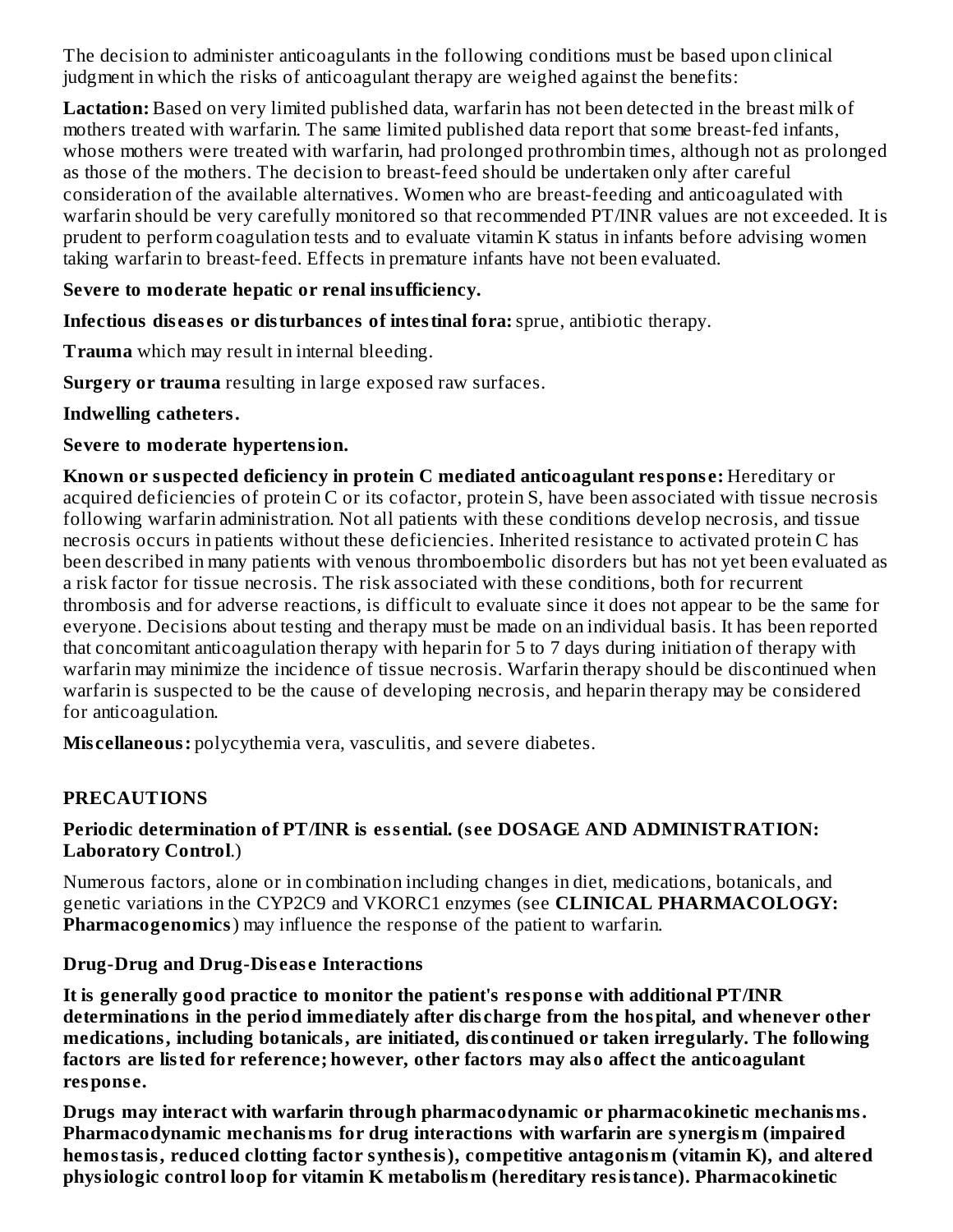The decision to administer anticoagulants in the following conditions must be based upon clinical judgment in which the risks of anticoagulant therapy are weighed against the benefits:

**Lactation:** Based on very limited published data, warfarin has not been detected in the breast milk of mothers treated with warfarin. The same limited published data report that some breast-fed infants, whose mothers were treated with warfarin, had prolonged prothrombin times, although not as prolonged as those of the mothers. The decision to breast-feed should be undertaken only after careful consideration of the available alternatives. Women who are breast-feeding and anticoagulated with warfarin should be very carefully monitored so that recommended PT/INR values are not exceeded. It is prudent to perform coagulation tests and to evaluate vitamin K status in infants before advising women taking warfarin to breast-feed. Effects in premature infants have not been evaluated.

**Severe to moderate hepatic or renal insufficiency.**

**Infectious diseases or disturbances of intestinal fora:** sprue, antibiotic therapy.

**Trauma** which may result in internal bleeding.

**Surgery or trauma** resulting in large exposed raw surfaces.

**Indwelling catheters.**

**Severe to moderate hypertension.**

**Known or suspected deficiency in protein C mediated anticoagulant response:** Hereditary or acquired deficiencies of protein C or its cofactor, protein S, have been associated with tissue necrosis following warfarin administration. Not all patients with these conditions develop necrosis, and tissue necrosis occurs in patients without these deficiencies. Inherited resistance to activated protein C has been described in many patients with venous thromboembolic disorders but has not yet been evaluated as a risk factor for tissue necrosis. The risk associated with these conditions, both for recurrent thrombosis and for adverse reactions, is difficult to evaluate since it does not appear to be the same for everyone. Decisions about testing and therapy must be made on an individual basis. It has been reported that concomitant anticoagulation therapy with heparin for 5 to 7 days during initiation of therapy with warfarin may minimize the incidence of tissue necrosis. Warfarin therapy should be discontinued when warfarin is suspected to be the cause of developing necrosis, and heparin therapy may be considered for anticoagulation.

**Miscellaneous:** polycythemia vera, vasculitis, and severe diabetes.

## PRECAUTIONS

**Periodic determination of PT/INR is essential. (see DOSAGE AND ADMINISTRATION: Laboratory Control.)**

Numerous factors, alone or in combination including changes in diet, medications, botanicals, and genetic variations in the CYP2C9 and VKORC1 enzymes (see **CLINICAL PHARMACOLOGY: Pharmacogenomics**) may influence the response of the patient to warfarin.

### Drug-Drug and Drug-Disease Interactions

**It is generally good practice to monitor the patient's response with additional PT/INR determinations in the period immediately after discharge from the hospital, and whenever other medications, including botanicals, are initiated, discontinued or taken irregularly. The following factors are listed for reference; however, other factors may also affect the anticoagulant response.**

**Drugs may interact with warfarin through pharmacodynamic or pharmacokinetic mechanisms. Pharmacodynamic mechanisms for drug interactions with warfarin are synergism (impaired hemostasis, reduced clotting factor synthesis), competitive antagonism (vitamin K), and altered physiologic control loop for vitamin K metabolism (hereditary resistance). Pharmacokinetic**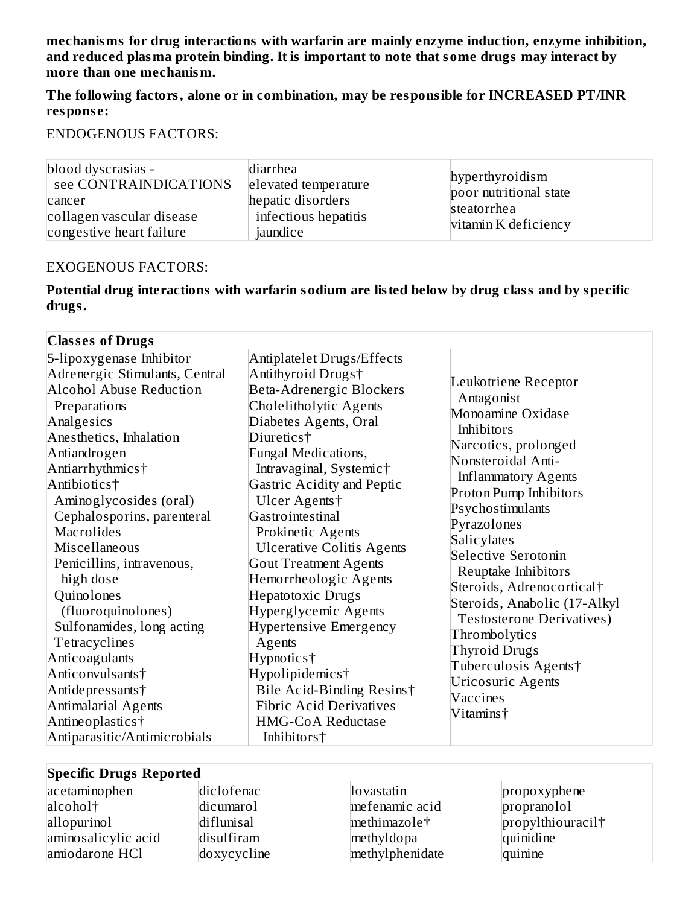**mechanisms for drug interactions with warfarin are mainly enzyme induction, enzyme inhibition, and reduced plasma protein binding. It is important to note that some drugs may interact by more than one mechanism.**

**The following factors, alone or in combination, may be responsible for INCREASED PT/INR response:**

ENDOGENOUS FACTORS:

| | | |
|---|---|---|
| blood dyscrasias - see CONTRAINDICATIONS<br>cancer<br>collagen vascular disease<br>congestive heart failure | diarrhea<br>elevated temperature<br>hepatic disorders<br>infectious hepatitis<br>jaundice | hyperthyroidism<br>poor nutritional state<br>steatorrhea<br>vitamin K deficiency |

EXOGENOUS FACTORS:

**Potential drug interactions with warfarin sodium are listed below by drug class and by specific drugs.**

| Classes of Drugs | | |
|---|---|---|
| 5-lipoxygenase Inhibitor<br>Adrenergic Stimulants, Central<br>Alcohol Abuse Reduction Preparations<br>Analgesics<br>Anesthetics, Inhalation<br>Antiandrogen<br>Antiarrhythmics†<br>Antibiotics†<br>Aminoglycosides (oral)<br>Cephalosporins, parenteral<br>Macrolides<br>Miscellaneous<br>Penicillins, intravenous, high dose<br>Quinolones (fluoroquinolones)<br>Sulfonamides, long acting<br>Tetracyclines<br>Anticoagulants<br>Anticonvulsants†<br>Antidepressants†<br>Antimalarial Agents<br>Antineoplastics†<br>Antiparasitic/Antimicrobials | Antiplatelet Drugs/Effects<br>Antithyroid Drugs†<br>Beta-Adrenergic Blockers<br>Cholelitholytic Agents<br>Diabetes Agents, Oral<br>Diuretics†<br>Fungal Medications, Intravaginal, Systemic†<br>Gastric Acidity and Peptic Ulcer Agents†<br>Gastrointestinal<br>Prokinetic Agents<br>Ulcerative Colitis Agents<br>Gout Treatment Agents<br>Hemorrheologic Agents<br>Hepatotoxic Drugs<br>Hyperglycemic Agents<br>Hypertensive Emergency Agents<br>Hypnotics†<br>Hypolipidemics†<br>Bile Acid-Binding Resins†<br>Fibric Acid Derivatives<br>HMG-CoA Reductase Inhibitors† | Leukotriene Receptor Antagonist<br>Monoamine Oxidase Inhibitors<br>Narcotics, prolonged<br>Nonsteroidal Anti-Inflammatory Agents<br>Proton Pump Inhibitors<br>Psychostimulants<br>Pyrazolones<br>Salicylates<br>Selective Serotonin Reuptake Inhibitors<br>Steroids, Adrenocortical†<br>Steroids, Anabolic (17-Alkyl Testosterone Derivatives)<br>Thrombolytics<br>Thyroid Drugs<br>Tuberculosis Agents†<br>Uricosuric Agents<br>Vaccines<br>Vitamins† |

| Specific Drugs Reported | | | |
|---|---|---|---|
| acetaminophen<br>alcohol†<br>allopurinol<br>aminosalicylic acid<br>amiodarone HCl | diclofenac<br>dicumarol<br>diflunisal<br>disulfiram<br>doxycycline | lovastatin<br>mefenamic acid<br>methimazole†<br>methyldopa<br>methylphenidate | propoxyphene<br>propranolol<br>propylthiouracil†<br>quinidine<br>quinine |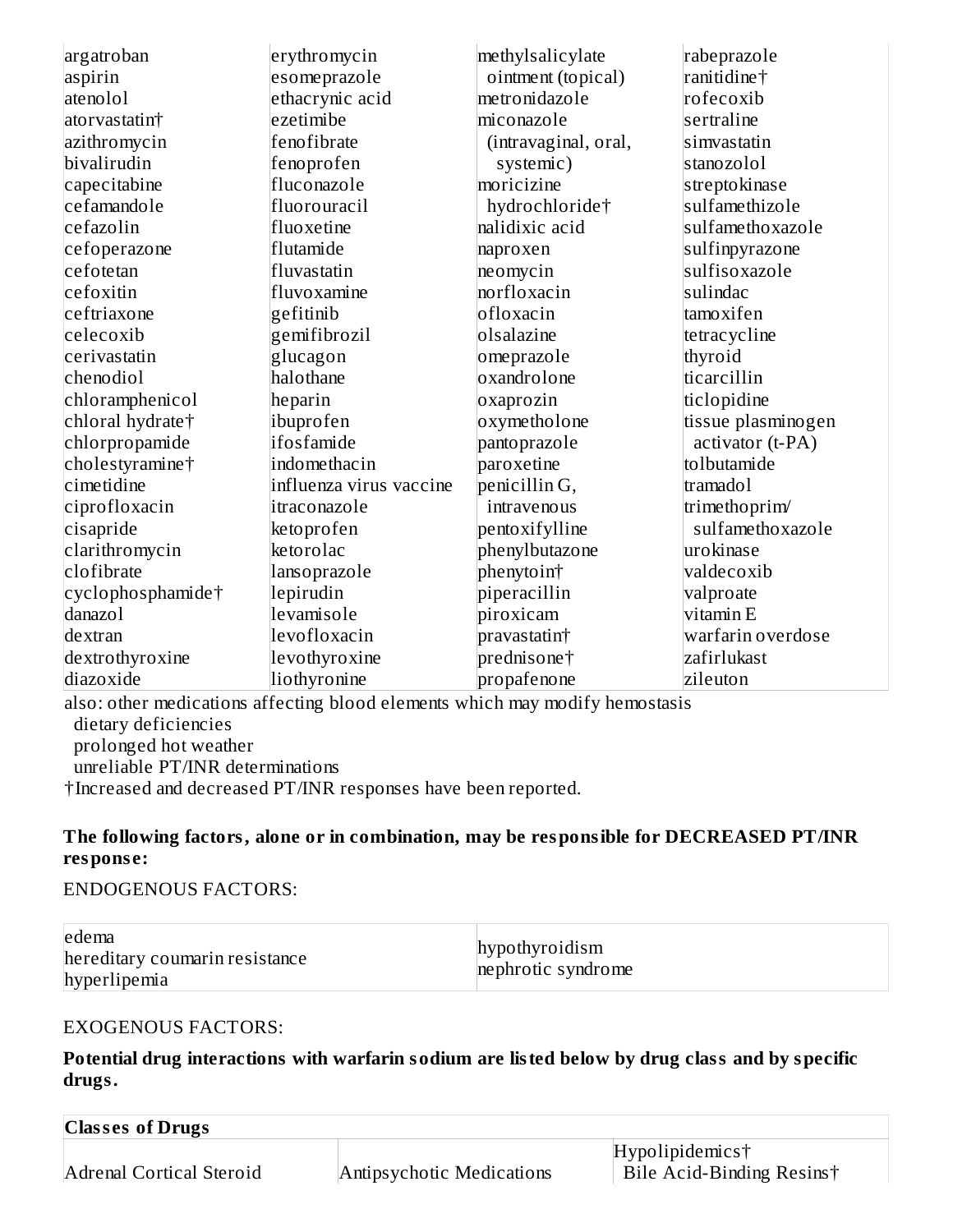| | | | |
|---|---|---|---|
| argatroban | erythromycin | methylsalicylate ointment (topical) | rabeprazole |
| aspirin | esomeprazole | metronidazole | ranitidine† |
| atenolol | ethacrynic acid | miconazole (intravaginal, oral, systemic) | rofecoxib |
| atorvastatin† | ezetimibe | moricizine hydrochloride† | sertraline |
| azithromycin | fenofibrate | nalidixic acid | simvastatin |
| bivalirudin | fenoprofen | naproxen | stanozolol |
| capecitabine | fluconazole | neomycin | streptokinase |
| cefamandole | fluorouracil | norfloxacin | sulfamethizole |
| cefazolin | fluoxetine | ofloxacin | sulfamethoxazole |
| cefoperazone | flutamide | olsalazine | sulfinpyrazone |
| cefotetan | fluvastatin | omeprazole | sulfisoxazole |
| cefoxitin | fluvoxamine | oxandrolone | sulindac |
| ceftriaxone | gefitinib | oxaprozin | tamoxifen |
| celecoxib | gemifibrozil | oxymetholone | tetracycline |
| cerivastatin | glucagon | pantoprazole | thyroid |
| chenodiol | halothane | paroxetine | ticarcillin |
| chloramphenicol | heparin | penicillin G, intravenous | ticlopidine |
| chloral hydrate† | ibuprofen | pentoxifylline | tissue plasminogen activator (t-PA) |
| chlorpropamide | ifosfamide | phenylbutazone | tolbutamide |
| cholestyramine† | indomethacin | phenytoin† | tramadol |
| cimetidine | influenza virus vaccine | piperacillin | trimethoprim/ sulfamethoxazole |
| ciprofloxacin | itraconazole | piroxicam | urokinase |
| cisapride | ketoprofen | pravastatin† | valdecoxib |
| clarithromycin | ketorolac | prednisone† | valproate |
| clofibrate | lansoprazole | propafenone | vitamin E |
| cyclophosphamide† | lepirudin | | warfarin overdose |
| danazol | levamisole | | zafirlukast |
| dextran | levofloxacin | | zileuton |
| dextrothyroxine | levothyroxine | | |
| diazoxide | liothyronine | | |

also: other medications affecting blood elements which may modify hemostasis
dietary deficiencies
prolonged hot weather
unreliable PT/INR determinations

†Increased and decreased PT/INR responses have been reported.

**The following factors, alone or in combination, may be responsible for DECREASED PT/INR response:**

ENDOGENOUS FACTORS:

| | |
|---|---|
| edema<br>hereditary coumarin resistance<br>hyperlipemia | hypothyroidism<br>nephrotic syndrome |

EXOGENOUS FACTORS:

**Potential drug interactions with warfarin sodium are listed below by drug class and by specific drugs.**

| **Classes of Drugs** | | |
|---|---|---|
| Adrenal Cortical Steroid | Antipsychotic Medications | Hypolipidemics†<br>Bile Acid-Binding Resins† |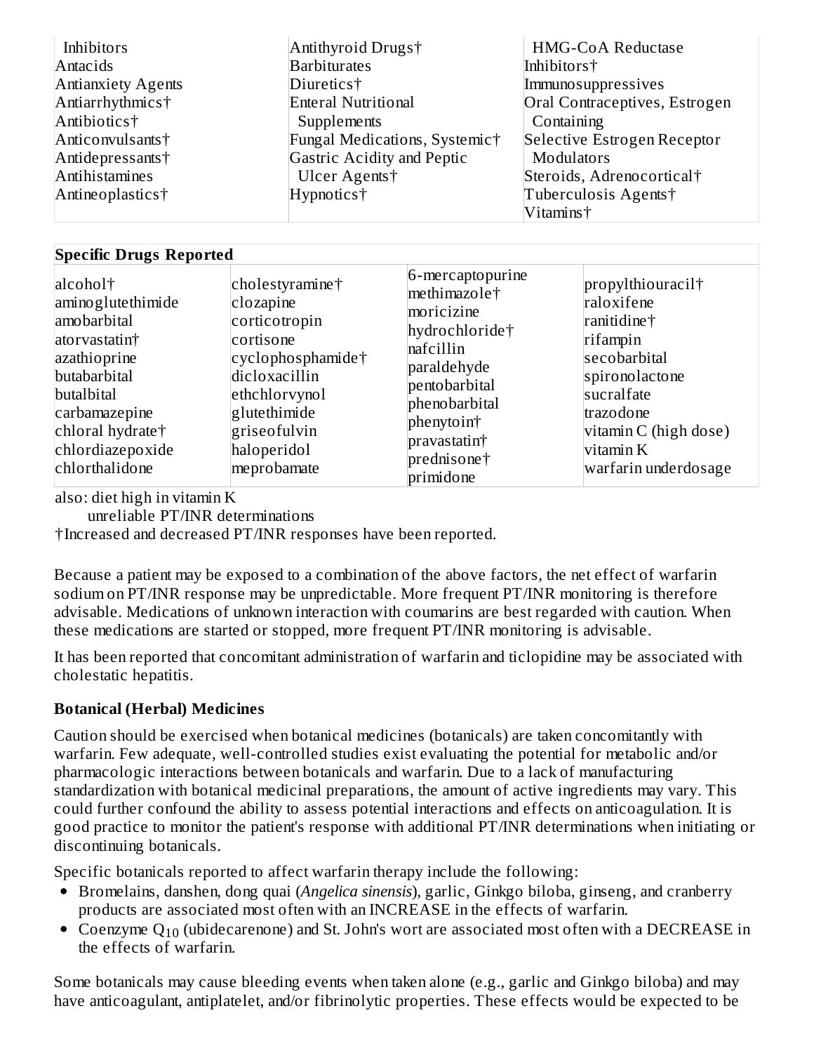| | | |
|---|---|---|
| Inhibitors<br>Antacids<br>Antianxiety Agents<br>Antiarrhythmics†<br>Antibiotics†<br>Anticonvulsants†<br>Antidepressants†<br>Antihistamines<br>Antineoplastics† | Antithyroid Drugs†<br>Barbiturates<br>Diuretics†<br>Enteral Nutritional Supplements<br>Fungal Medications, Systemic†<br>Gastric Acidity and Peptic Ulcer Agents†<br>Hypnotics† | HMG-CoA Reductase Inhibitors†<br>Immunosuppressives<br>Oral Contraceptives, Estrogen Containing<br>Selective Estrogen Receptor Modulators<br>Steroids, Adrenocortical†<br>Tuberculosis Agents†<br>Vitamins† |

| **Specific Drugs Reported** | | | |
|---|---|---|---|
| alcohol†<br>aminoglutethimide<br>amobarbital<br>atorvastatin†<br>azathioprine<br>butabarbital<br>butalbital<br>carbamazepine<br>chloral hydrate†<br>chlordiazepoxide<br>chlorthalidone | cholestyramine†<br>clozapine<br>corticotropin<br>cortisone<br>cyclophosphamide†<br>dicloxacillin<br>ethchlorvynol<br>glutethimide<br>griseofulvin<br>haloperidol<br>meprobamate | 6-mercaptopurine<br>methimazole†<br>moricizine hydrochloride†<br>nafcillin<br>paraldehyde<br>pentobarbital<br>phenobarbital<br>phenytoin†<br>pravastatin†<br>prednisone†<br>primidone | propylthiouracil†<br>raloxifene<br>ranitidine†<br>rifampin<br>secobarbital<br>spironolactone<br>sucralfate<br>trazodone<br>vitamin C (high dose)<br>vitamin K<br>warfarin underdosage |

also: diet high in vitamin K
  unreliable PT/INR determinations
†Increased and decreased PT/INR responses have been reported.

Because a patient may be exposed to a combination of the above factors, the net effect of warfarin sodium on PT/INR response may be unpredictable. More frequent PT/INR monitoring is therefore advisable. Medications of unknown interaction with coumarins are best regarded with caution. When these medications are started or stopped, more frequent PT/INR monitoring is advisable.

It has been reported that concomitant administration of warfarin and ticlopidine may be associated with cholestatic hepatitis.

**Botanical (Herbal) Medicines**

Caution should be exercised when botanical medicines (botanicals) are taken concomitantly with warfarin. Few adequate, well-controlled studies exist evaluating the potential for metabolic and/or pharmacologic interactions between botanicals and warfarin. Due to a lack of manufacturing standardization with botanical medicinal preparations, the amount of active ingredients may vary. This could further confound the ability to assess potential interactions and effects on anticoagulation. It is good practice to monitor the patient's response with additional PT/INR determinations when initiating or discontinuing botanicals.

Specific botanicals reported to affect warfarin therapy include the following:

- Bromelains, danshen, dong quai (*Angelica sinensis*), garlic, Ginkgo biloba, ginseng, and cranberry products are associated most often with an INCREASE in the effects of warfarin.
- Coenzyme $Q_{10}$ (ubidecarenone) and St. John's wort are associated most often with a DECREASE in the effects of warfarin.

Some botanicals may cause bleeding events when taken alone (e.g., garlic and Ginkgo biloba) and may have anticoagulant, antiplatelet, and/or fibrinolytic properties. These effects would be expected to be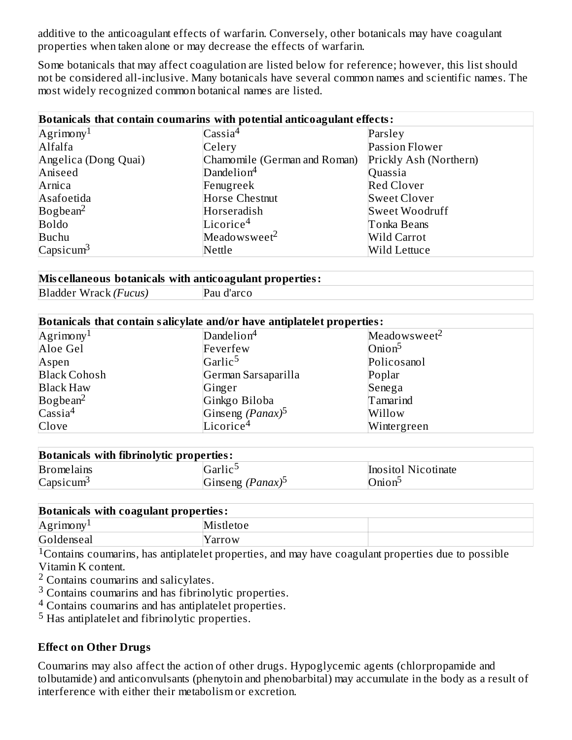additive to the anticoagulant effects of warfarin. Conversely, other botanicals may have coagulant properties when taken alone or may decrease the effects of warfarin.

Some botanicals that may affect coagulation are listed below for reference; however, this list should not be considered all-inclusive. Many botanicals have several common names and scientific names. The most widely recognized common botanical names are listed.

| **Botanicals that contain coumarins with potential anticoagulant effects:** | | |
|---|---|---|
| Agrimony[1] | Cassia[4] | Parsley |
| Alfalfa | Celery | Passion Flower |
| Angelica (Dong Quai) | Chamomile (German and Roman) | Prickly Ash (Northern) |
| Aniseed | Dandelion[4] | Quassia |
| Arnica | Fenugreek | Red Clover |
| Asafoetida | Horse Chestnut | Sweet Clover |
| Bogbean[2] | Horseradish | Sweet Woodruff |
| Boldo | Licorice[4] | Tonka Beans |
| Buchu | Meadowsweet[2] | Wild Carrot |
| Capsicum[3] | Nettle | Wild Lettuce |

| **Miscellaneous botanicals with anticoagulant properties:** | |
|---|---|
| Bladder Wrack *(Fucus)* | Pau d'arco |

| **Botanicals that contain salicylate and/or have antiplatelet properties:** | | |
|---|---|---|
| Agrimony[1] | Dandelion[4] | Meadowsweet[2] |
| Aloe Gel | Feverfew | Onion[5] |
| Aspen | Garlic[5] | Policosanol |
| Black Cohosh | German Sarsaparilla | Poplar |
| Black Haw | Ginger | Senega |
| Bogbean[2] | Ginkgo Biloba | Tamarind |
| Cassia[4] | Ginseng *(Panax)*[5] | Willow |
| Clove | Licorice[4] | Wintergreen |

| **Botanicals with fibrinolytic properties:** | | |
|---|---|---|
| Bromelains | Garlic[5] | Inositol Nicotinate |
| Capsicum[3] | Ginseng *(Panax)*[5] | Onion[5] |

| **Botanicals with coagulant properties:** | | |
|---|---|---|
| Agrimony[1] | Mistletoe | |
| Goldenseal | Yarrow | |

[1]Contains coumarins, has antiplatelet properties, and may have coagulant properties due to possible Vitamin K content.
[2] Contains coumarins and salicylates.
[3] Contains coumarins and has fibrinolytic properties.
[4] Contains coumarins and has antiplatelet properties.
[5] Has antiplatelet and fibrinolytic properties.

### Effect on Other Drugs

Coumarins may also affect the action of other drugs. Hypoglycemic agents (chlorpropamide and tolbutamide) and anticonvulsants (phenytoin and phenobarbital) may accumulate in the body as a result of interference with either their metabolism or excretion.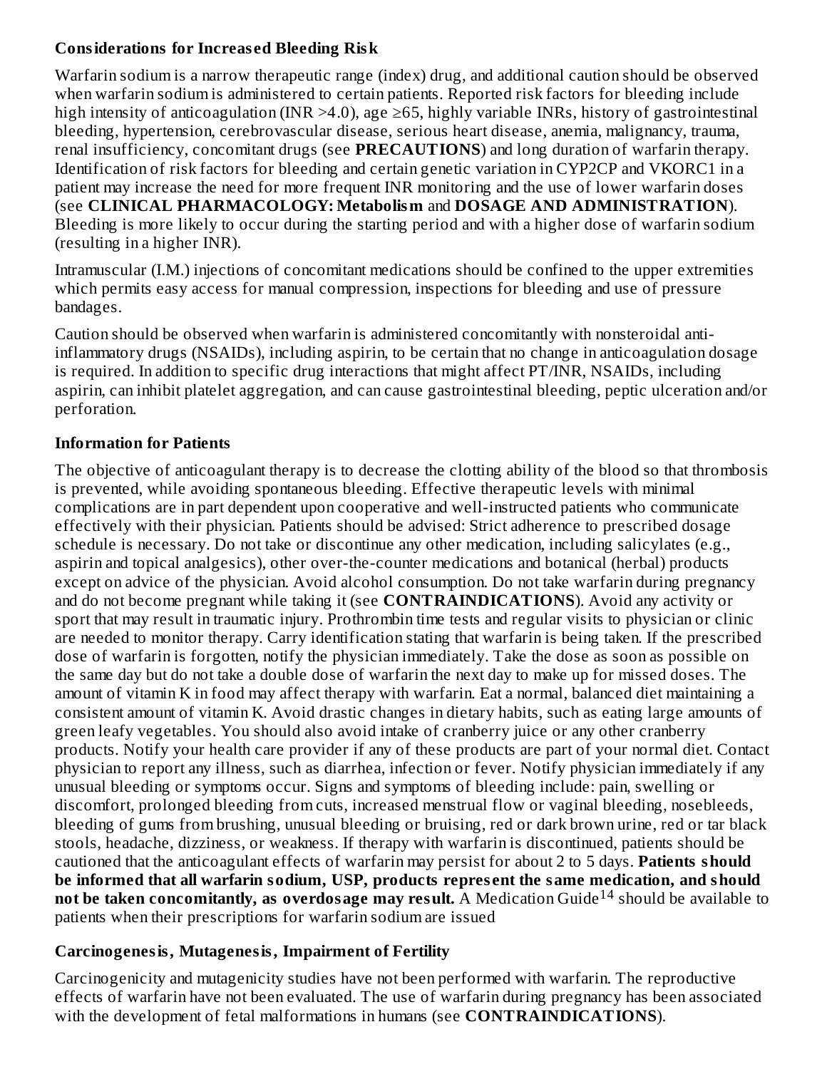### Considerations for Increased Bleeding Risk

Warfarin sodium is a narrow therapeutic range (index) drug, and additional caution should be observed when warfarin sodium is administered to certain patients. Reported risk factors for bleeding include high intensity of anticoagulation (INR >4.0), age ≥65, highly variable INRs, history of gastrointestinal bleeding, hypertension, cerebrovascular disease, serious heart disease, anemia, malignancy, trauma, renal insufficiency, concomitant drugs (see **PRECAUTIONS**) and long duration of warfarin therapy. Identification of risk factors for bleeding and certain genetic variation in CYP2CP and VKORC1 in a patient may increase the need for more frequent INR monitoring and the use of lower warfarin doses (see **CLINICAL PHARMACOLOGY: Metabolism** and **DOSAGE AND ADMINISTRATION**). Bleeding is more likely to occur during the starting period and with a higher dose of warfarin sodium (resulting in a higher INR).

Intramuscular (I.M.) injections of concomitant medications should be confined to the upper extremities which permits easy access for manual compression, inspections for bleeding and use of pressure bandages.

Caution should be observed when warfarin is administered concomitantly with nonsteroidal anti-inflammatory drugs (NSAIDs), including aspirin, to be certain that no change in anticoagulation dosage is required. In addition to specific drug interactions that might affect PT/INR, NSAIDs, including aspirin, can inhibit platelet aggregation, and can cause gastrointestinal bleeding, peptic ulceration and/or perforation.

### Information for Patients

The objective of anticoagulant therapy is to decrease the clotting ability of the blood so that thrombosis is prevented, while avoiding spontaneous bleeding. Effective therapeutic levels with minimal complications are in part dependent upon cooperative and well-instructed patients who communicate effectively with their physician. Patients should be advised: Strict adherence to prescribed dosage schedule is necessary. Do not take or discontinue any other medication, including salicylates (e.g., aspirin and topical analgesics), other over-the-counter medications and botanical (herbal) products except on advice of the physician. Avoid alcohol consumption. Do not take warfarin during pregnancy and do not become pregnant while taking it (see **CONTRAINDICATIONS**). Avoid any activity or sport that may result in traumatic injury. Prothrombin time tests and regular visits to physician or clinic are needed to monitor therapy. Carry identification stating that warfarin is being taken. If the prescribed dose of warfarin is forgotten, notify the physician immediately. Take the dose as soon as possible on the same day but do not take a double dose of warfarin the next day to make up for missed doses. The amount of vitamin K in food may affect therapy with warfarin. Eat a normal, balanced diet maintaining a consistent amount of vitamin K. Avoid drastic changes in dietary habits, such as eating large amounts of green leafy vegetables. You should also avoid intake of cranberry juice or any other cranberry products. Notify your health care provider if any of these products are part of your normal diet. Contact physician to report any illness, such as diarrhea, infection or fever. Notify physician immediately if any unusual bleeding or symptoms occur. Signs and symptoms of bleeding include: pain, swelling or discomfort, prolonged bleeding from cuts, increased menstrual flow or vaginal bleeding, nosebleeds, bleeding of gums from brushing, unusual bleeding or bruising, red or dark brown urine, red or tar black stools, headache, dizziness, or weakness. If therapy with warfarin is discontinued, patients should be cautioned that the anticoagulant effects of warfarin may persist for about 2 to 5 days. **Patients should be informed that all warfarin sodium, USP, products represent the same medication, and should not be taken concomitantly, as overdosage may result.** A Medication Guide[14] should be available to patients when their prescriptions for warfarin sodium are issued

### Carcinogenesis, Mutagenesis, Impairment of Fertility

Carcinogenicity and mutagenicity studies have not been performed with warfarin. The reproductive effects of warfarin have not been evaluated. The use of warfarin during pregnancy has been associated with the development of fetal malformations in humans (see **CONTRAINDICATIONS**).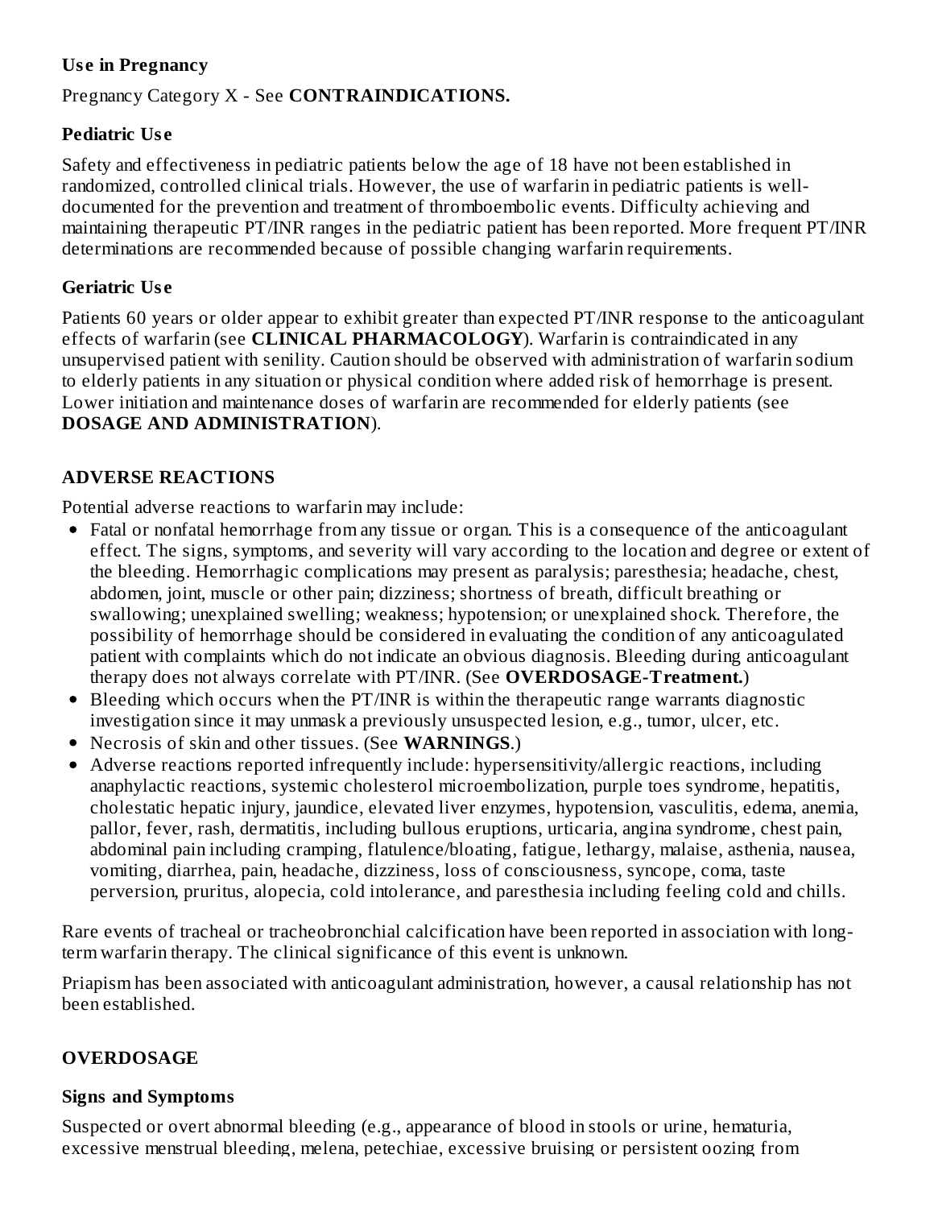### Use in Pregnancy

Pregnancy Category X - See **CONTRAINDICATIONS.**

### Pediatric Use

Safety and effectiveness in pediatric patients below the age of 18 have not been established in randomized, controlled clinical trials. However, the use of warfarin in pediatric patients is well-documented for the prevention and treatment of thromboembolic events. Difficulty achieving and maintaining therapeutic PT/INR ranges in the pediatric patient has been reported. More frequent PT/INR determinations are recommended because of possible changing warfarin requirements.

### Geriatric Use

Patients 60 years or older appear to exhibit greater than expected PT/INR response to the anticoagulant effects of warfarin (see **CLINICAL PHARMACOLOGY**). Warfarin is contraindicated in any unsupervised patient with senility. Caution should be observed with administration of warfarin sodium to elderly patients in any situation or physical condition where added risk of hemorrhage is present. Lower initiation and maintenance doses of warfarin are recommended for elderly patients (see **DOSAGE AND ADMINISTRATION**).

## ADVERSE REACTIONS

Potential adverse reactions to warfarin may include:

- Fatal or nonfatal hemorrhage from any tissue or organ. This is a consequence of the anticoagulant effect. The signs, symptoms, and severity will vary according to the location and degree or extent of the bleeding. Hemorrhagic complications may present as paralysis; paresthesia; headache, chest, abdomen, joint, muscle or other pain; dizziness; shortness of breath, difficult breathing or swallowing; unexplained swelling; weakness; hypotension; or unexplained shock. Therefore, the possibility of hemorrhage should be considered in evaluating the condition of any anticoagulated patient with complaints which do not indicate an obvious diagnosis. Bleeding during anticoagulant therapy does not always correlate with PT/INR. (See **OVERDOSAGE-Treatment.**)
- Bleeding which occurs when the PT/INR is within the therapeutic range warrants diagnostic investigation since it may unmask a previously unsuspected lesion, e.g., tumor, ulcer, etc.
- Necrosis of skin and other tissues. (See **WARNINGS**.)
- Adverse reactions reported infrequently include: hypersensitivity/allergic reactions, including anaphylactic reactions, systemic cholesterol microembolization, purple toes syndrome, hepatitis, cholestatic hepatic injury, jaundice, elevated liver enzymes, hypotension, vasculitis, edema, anemia, pallor, fever, rash, dermatitis, including bullous eruptions, urticaria, angina syndrome, chest pain, abdominal pain including cramping, flatulence/bloating, fatigue, lethargy, malaise, asthenia, nausea, vomiting, diarrhea, pain, headache, dizziness, loss of consciousness, syncope, coma, taste perversion, pruritus, alopecia, cold intolerance, and paresthesia including feeling cold and chills.

Rare events of tracheal or tracheobronchial calcification have been reported in association with long-term warfarin therapy. The clinical significance of this event is unknown.

Priapism has been associated with anticoagulant administration, however, a causal relationship has not been established.

## OVERDOSAGE

### Signs and Symptoms

Suspected or overt abnormal bleeding (e.g., appearance of blood in stools or urine, hematuria, excessive menstrual bleeding, melena, petechiae, excessive bruising or persistent oozing from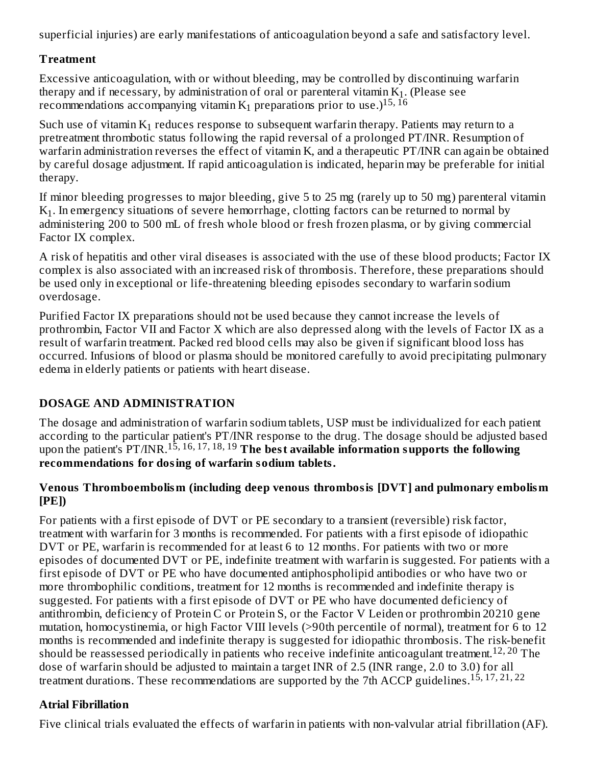superficial injuries) are early manifestations of anticoagulation beyond a safe and satisfactory level.

### Treatment

Excessive anticoagulation, with or without bleeding, may be controlled by discontinuing warfarin therapy and if necessary, by administration of oral or parenteral vitamin $K_1$. (Please see recommendations accompanying vitamin $K_1$ preparations prior to use.)[15, 16]

Such use of vitamin $K_1$ reduces response to subsequent warfarin therapy. Patients may return to a pretreatment thrombotic status following the rapid reversal of a prolonged PT/INR. Resumption of warfarin administration reverses the effect of vitamin K, and a therapeutic PT/INR can again be obtained by careful dosage adjustment. If rapid anticoagulation is indicated, heparin may be preferable for initial therapy.

If minor bleeding progresses to major bleeding, give 5 to 25 mg (rarely up to 50 mg) parenteral vitamin $K_1$. In emergency situations of severe hemorrhage, clotting factors can be returned to normal by administering 200 to 500 mL of fresh whole blood or fresh frozen plasma, or by giving commercial Factor IX complex.

A risk of hepatitis and other viral diseases is associated with the use of these blood products; Factor IX complex is also associated with an increased risk of thrombosis. Therefore, these preparations should be used only in exceptional or life-threatening bleeding episodes secondary to warfarin sodium overdosage.

Purified Factor IX preparations should not be used because they cannot increase the levels of prothrombin, Factor VII and Factor X which are also depressed along with the levels of Factor IX as a result of warfarin treatment. Packed red blood cells may also be given if significant blood loss has occurred. Infusions of blood or plasma should be monitored carefully to avoid precipitating pulmonary edema in elderly patients or patients with heart disease.

## DOSAGE AND ADMINISTRATION

The dosage and administration of warfarin sodium tablets, USP must be individualized for each patient according to the particular patient's PT/INR response to the drug. The dosage should be adjusted based upon the patient's PT/INR.[15, 16, 17, 18, 19] **The best available information supports the following recommendations for dosing of warfarin sodium tablets.**

### Venous Thromboembolism (including deep venous thrombosis [DVT] and pulmonary embolism [PE])

For patients with a first episode of DVT or PE secondary to a transient (reversible) risk factor, treatment with warfarin for 3 months is recommended. For patients with a first episode of idiopathic DVT or PE, warfarin is recommended for at least 6 to 12 months. For patients with two or more episodes of documented DVT or PE, indefinite treatment with warfarin is suggested. For patients with a first episode of DVT or PE who have documented antiphospholipid antibodies or who have two or more thrombophilic conditions, treatment for 12 months is recommended and indefinite therapy is suggested. For patients with a first episode of DVT or PE who have documented deficiency of antithrombin, deficiency of Protein C or Protein S, or the Factor V Leiden or prothrombin 20210 gene mutation, homocystinemia, or high Factor VIII levels (>90th percentile of normal), treatment for 6 to 12 months is recommended and indefinite therapy is suggested for idiopathic thrombosis. The risk-benefit should be reassessed periodically in patients who receive indefinite anticoagulant treatment.[12, 20] The dose of warfarin should be adjusted to maintain a target INR of 2.5 (INR range, 2.0 to 3.0) for all treatment durations. These recommendations are supported by the 7th ACCP guidelines.[15, 17, 21, 22]

### Atrial Fibrillation

Five clinical trials evaluated the effects of warfarin in patients with non-valvular atrial fibrillation (AF).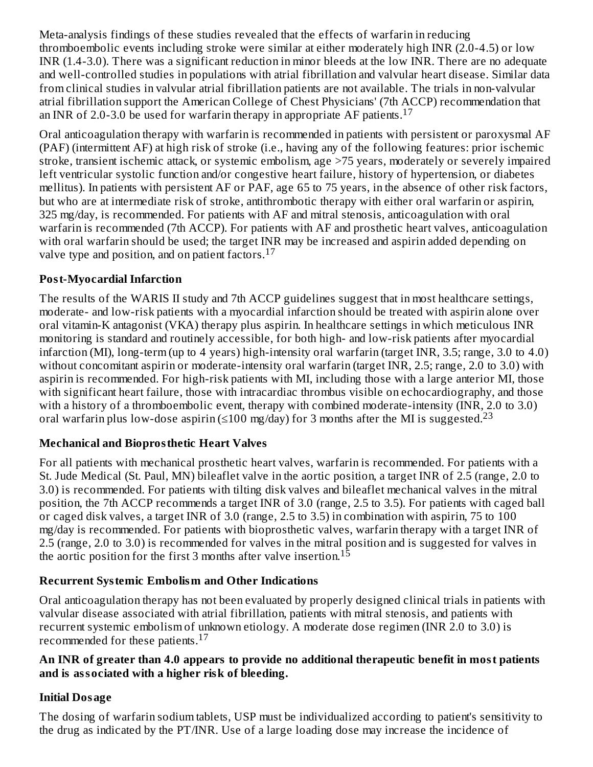Meta-analysis findings of these studies revealed that the effects of warfarin in reducing thromboembolic events including stroke were similar at either moderately high INR (2.0-4.5) or low INR (1.4-3.0). There was a significant reduction in minor bleeds at the low INR. There are no adequate and well-controlled studies in populations with atrial fibrillation and valvular heart disease. Similar data from clinical studies in valvular atrial fibrillation patients are not available. The trials in non-valvular atrial fibrillation support the American College of Chest Physicians' (7th ACCP) recommendation that an INR of 2.0-3.0 be used for warfarin therapy in appropriate AF patients.[17]

Oral anticoagulation therapy with warfarin is recommended in patients with persistent or paroxysmal AF (PAF) (intermittent AF) at high risk of stroke (i.e., having any of the following features: prior ischemic stroke, transient ischemic attack, or systemic embolism, age >75 years, moderately or severely impaired left ventricular systolic function and/or congestive heart failure, history of hypertension, or diabetes mellitus). In patients with persistent AF or PAF, age 65 to 75 years, in the absence of other risk factors, but who are at intermediate risk of stroke, antithrombotic therapy with either oral warfarin or aspirin, 325 mg/day, is recommended. For patients with AF and mitral stenosis, anticoagulation with oral warfarin is recommended (7th ACCP). For patients with AF and prosthetic heart valves, anticoagulation with oral warfarin should be used; the target INR may be increased and aspirin added depending on valve type and position, and on patient factors.[17]

**Post-Myocardial Infarction**

The results of the WARIS II study and 7th ACCP guidelines suggest that in most healthcare settings, moderate- and low-risk patients with a myocardial infarction should be treated with aspirin alone over oral vitamin-K antagonist (VKA) therapy plus aspirin. In healthcare settings in which meticulous INR monitoring is standard and routinely accessible, for both high- and low-risk patients after myocardial infarction (MI), long-term (up to 4 years) high-intensity oral warfarin (target INR, 3.5; range, 3.0 to 4.0) without concomitant aspirin or moderate-intensity oral warfarin (target INR, 2.5; range, 2.0 to 3.0) with aspirin is recommended. For high-risk patients with MI, including those with a large anterior MI, those with significant heart failure, those with intracardiac thrombus visible on echocardiography, and those with a history of a thromboembolic event, therapy with combined moderate-intensity (INR, 2.0 to 3.0) oral warfarin plus low-dose aspirin (≤100 mg/day) for 3 months after the MI is suggested.[23]

**Mechanical and Bioprosthetic Heart Valves**

For all patients with mechanical prosthetic heart valves, warfarin is recommended. For patients with a St. Jude Medical (St. Paul, MN) bileaflet valve in the aortic position, a target INR of 2.5 (range, 2.0 to 3.0) is recommended. For patients with tilting disk valves and bileaflet mechanical valves in the mitral position, the 7th ACCP recommends a target INR of 3.0 (range, 2.5 to 3.5). For patients with caged ball or caged disk valves, a target INR of 3.0 (range, 2.5 to 3.5) in combination with aspirin, 75 to 100 mg/day is recommended. For patients with bioprosthetic valves, warfarin therapy with a target INR of 2.5 (range, 2.0 to 3.0) is recommended for valves in the mitral position and is suggested for valves in the aortic position for the first 3 months after valve insertion.[15]

**Recurrent Systemic Embolism and Other Indications**

Oral anticoagulation therapy has not been evaluated by properly designed clinical trials in patients with valvular disease associated with atrial fibrillation, patients with mitral stenosis, and patients with recurrent systemic embolism of unknown etiology. A moderate dose regimen (INR 2.0 to 3.0) is recommended for these patients.[17]

**An INR of greater than 4.0 appears to provide no additional therapeutic benefit in most patients and is associated with a higher risk of bleeding.**

**Initial Dosage**

The dosing of warfarin sodium tablets, USP must be individualized according to patient's sensitivity to the drug as indicated by the PT/INR. Use of a large loading dose may increase the incidence of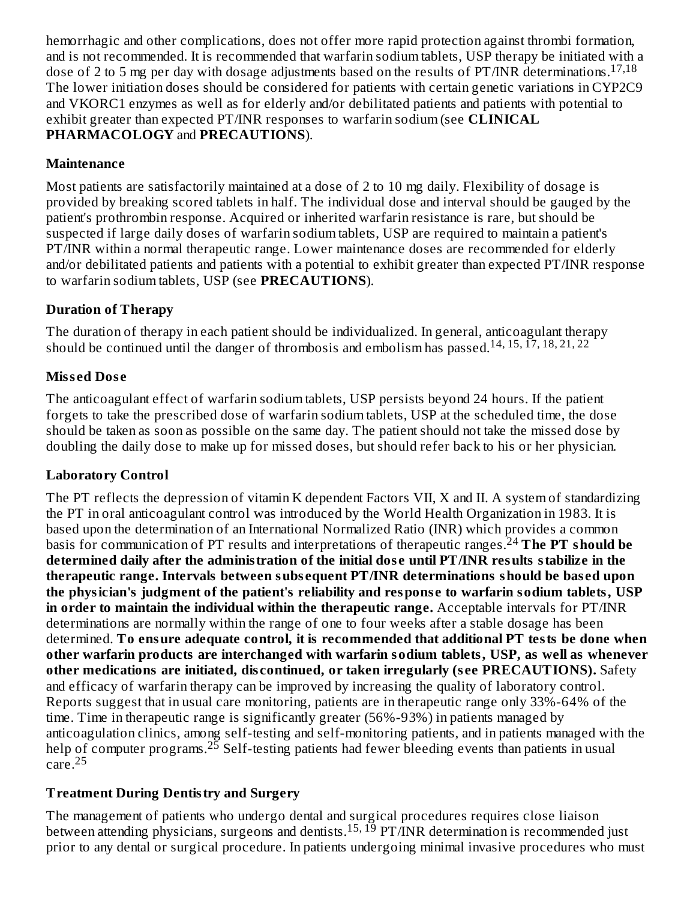hemorrhagic and other complications, does not offer more rapid protection against thrombi formation, and is not recommended. It is recommended that warfarin sodium tablets, USP therapy be initiated with a dose of 2 to 5 mg per day with dosage adjustments based on the results of PT/INR determinations.[17,18] The lower initiation doses should be considered for patients with certain genetic variations in CYP2C9 and VKORC1 enzymes as well as for elderly and/or debilitated patients and patients with potential to exhibit greater than expected PT/INR responses to warfarin sodium (see **CLINICAL PHARMACOLOGY** and **PRECAUTIONS**).

### Maintenance

Most patients are satisfactorily maintained at a dose of 2 to 10 mg daily. Flexibility of dosage is provided by breaking scored tablets in half. The individual dose and interval should be gauged by the patient's prothrombin response. Acquired or inherited warfarin resistance is rare, but should be suspected if large daily doses of warfarin sodium tablets, USP are required to maintain a patient's PT/INR within a normal therapeutic range. Lower maintenance doses are recommended for elderly and/or debilitated patients and patients with a potential to exhibit greater than expected PT/INR response to warfarin sodium tablets, USP (see **PRECAUTIONS**).

### Duration of Therapy

The duration of therapy in each patient should be individualized. In general, anticoagulant therapy should be continued until the danger of thrombosis and embolism has passed.[14, 15, 17, 18, 21, 22]

### Missed Dose

The anticoagulant effect of warfarin sodium tablets, USP persists beyond 24 hours. If the patient forgets to take the prescribed dose of warfarin sodium tablets, USP at the scheduled time, the dose should be taken as soon as possible on the same day. The patient should not take the missed dose by doubling the daily dose to make up for missed doses, but should refer back to his or her physician.

### Laboratory Control

The PT reflects the depression of vitamin K dependent Factors VII, X and II. A system of standardizing the PT in oral anticoagulant control was introduced by the World Health Organization in 1983. It is based upon the determination of an International Normalized Ratio (INR) which provides a common basis for communication of PT results and interpretations of therapeutic ranges.[24] **The PT should be determined daily after the administration of the initial dose until PT/INR results stabilize in the therapeutic range. Intervals between subsequent PT/INR determinations should be based upon the physician's judgment of the patient's reliability and response to warfarin sodium tablets, USP in order to maintain the individual within the therapeutic range.** Acceptable intervals for PT/INR determinations are normally within the range of one to four weeks after a stable dosage has been determined. **To ensure adequate control, it is recommended that additional PT tests be done when other warfarin products are interchanged with warfarin sodium tablets, USP, as well as whenever other medications are initiated, discontinued, or taken irregularly (see PRECAUTIONS).** Safety and efficacy of warfarin therapy can be improved by increasing the quality of laboratory control. Reports suggest that in usual care monitoring, patients are in therapeutic range only 33%-64% of the time. Time in therapeutic range is significantly greater (56%-93%) in patients managed by anticoagulation clinics, among self-testing and self-monitoring patients, and in patients managed with the help of computer programs.[25] Self-testing patients had fewer bleeding events than patients in usual care.[25]

### Treatment During Dentistry and Surgery

The management of patients who undergo dental and surgical procedures requires close liaison between attending physicians, surgeons and dentists.[15, 19] PT/INR determination is recommended just prior to any dental or surgical procedure. In patients undergoing minimal invasive procedures who must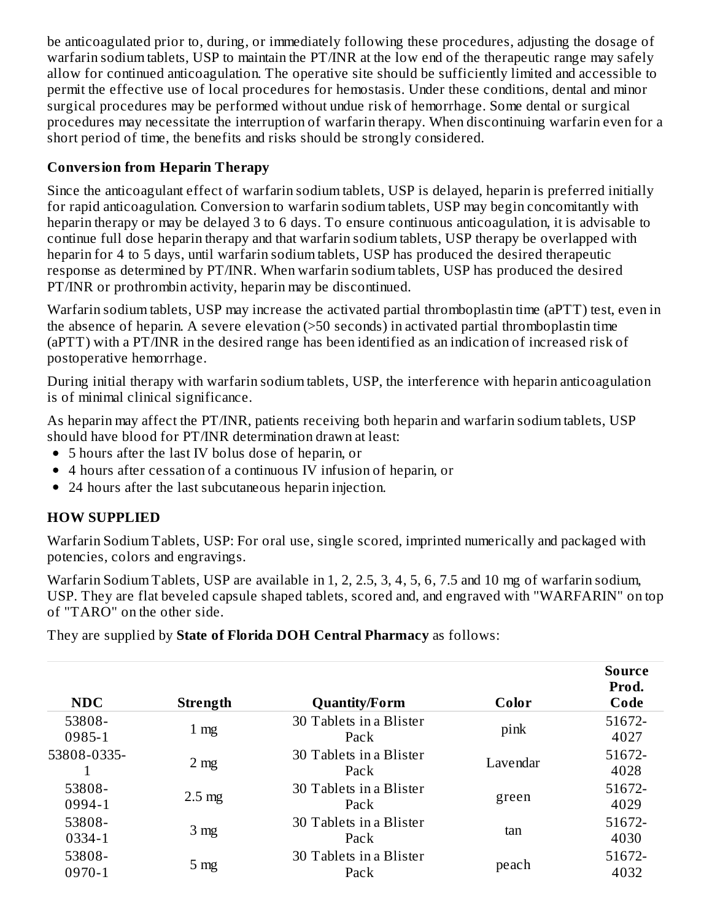be anticoagulated prior to, during, or immediately following these procedures, adjusting the dosage of warfarin sodium tablets, USP to maintain the PT/INR at the low end of the therapeutic range may safely allow for continued anticoagulation. The operative site should be sufficiently limited and accessible to permit the effective use of local procedures for hemostasis. Under these conditions, dental and minor surgical procedures may be performed without undue risk of hemorrhage. Some dental or surgical procedures may necessitate the interruption of warfarin therapy. When discontinuing warfarin even for a short period of time, the benefits and risks should be strongly considered.

### Conversion from Heparin Therapy

Since the anticoagulant effect of warfarin sodium tablets, USP is delayed, heparin is preferred initially for rapid anticoagulation. Conversion to warfarin sodium tablets, USP may begin concomitantly with heparin therapy or may be delayed 3 to 6 days. To ensure continuous anticoagulation, it is advisable to continue full dose heparin therapy and that warfarin sodium tablets, USP therapy be overlapped with heparin for 4 to 5 days, until warfarin sodium tablets, USP has produced the desired therapeutic response as determined by PT/INR. When warfarin sodium tablets, USP has produced the desired PT/INR or prothrombin activity, heparin may be discontinued.

Warfarin sodium tablets, USP may increase the activated partial thromboplastin time (aPTT) test, even in the absence of heparin. A severe elevation (>50 seconds) in activated partial thromboplastin time (aPTT) with a PT/INR in the desired range has been identified as an indication of increased risk of postoperative hemorrhage.

During initial therapy with warfarin sodium tablets, USP, the interference with heparin anticoagulation is of minimal clinical significance.

As heparin may affect the PT/INR, patients receiving both heparin and warfarin sodium tablets, USP should have blood for PT/INR determination drawn at least:

- 5 hours after the last IV bolus dose of heparin, or
- 4 hours after cessation of a continuous IV infusion of heparin, or
- 24 hours after the last subcutaneous heparin injection.

## HOW SUPPLIED

Warfarin Sodium Tablets, USP: For oral use, single scored, imprinted numerically and packaged with potencies, colors and engravings.

Warfarin Sodium Tablets, USP are available in 1, 2, 2.5, 3, 4, 5, 6, 7.5 and 10 mg of warfarin sodium, USP. They are flat beveled capsule shaped tablets, scored and, and engraved with "WARFARIN" on top of "TARO" on the other side.

They are supplied by **State of Florida DOH Central Pharmacy** as follows:

| NDC | Strength | Quantity/Form | Color | Source Prod. Code |
|---|---|---|---|---|
| 53808-0985-1 | 1 mg | 30 Tablets in a Blister Pack | pink | 51672-4027 |
| 53808-0335-1 | 2 mg | 30 Tablets in a Blister Pack | Lavendar | 51672-4028 |
| 53808-0994-1 | 2.5 mg | 30 Tablets in a Blister Pack | green | 51672-4029 |
| 53808-0334-1 | 3 mg | 30 Tablets in a Blister Pack | tan | 51672-4030 |
| 53808-0970-1 | 5 mg | 30 Tablets in a Blister Pack | peach | 51672-4032 |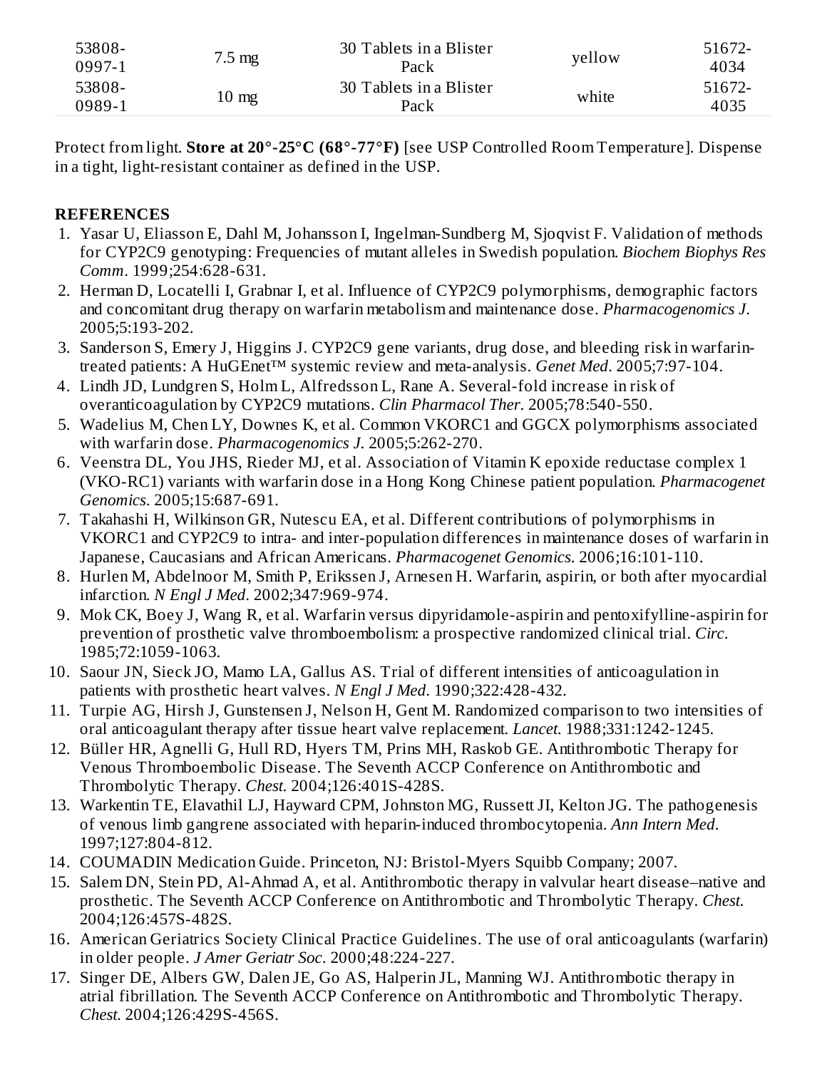| 53808-0997-1 | 7.5 mg | 30 Tablets in a Blister Pack | yellow | 51672-4034 |
|---|---|---|---|---|
| 53808-0989-1 | 10 mg | 30 Tablets in a Blister Pack | white | 51672-4035 |

Protect from light. **Store at 20°-25°C (68°-77°F)** [see USP Controlled Room Temperature]. Dispense in a tight, light-resistant container as defined in the USP.

## REFERENCES

1. Yasar U, Eliasson E, Dahl M, Johansson I, Ingelman-Sundberg M, Sjoqvist F. Validation of methods for CYP2C9 genotyping: Frequencies of mutant alleles in Swedish population. *Biochem Biophys Res Comm*. 1999;254:628-631.
2. Herman D, Locatelli I, Grabnar I, et al. Influence of CYP2C9 polymorphisms, demographic factors and concomitant drug therapy on warfarin metabolism and maintenance dose. *Pharmacogenomics J*. 2005;5:193-202.
3. Sanderson S, Emery J, Higgins J. CYP2C9 gene variants, drug dose, and bleeding risk in warfarin-treated patients: A HuGEnet™ systemic review and meta-analysis. *Genet Med*. 2005;7:97-104.
4. Lindh JD, Lundgren S, Holm L, Alfredsson L, Rane A. Several-fold increase in risk of overanticoagulation by CYP2C9 mutations. *Clin Pharmacol Ther*. 2005;78:540-550.
5. Wadelius M, Chen LY, Downes K, et al. Common VKORC1 and GGCX polymorphisms associated with warfarin dose. *Pharmacogenomics J*. 2005;5:262-270.
6. Veenstra DL, You JHS, Rieder MJ, et al. Association of Vitamin K epoxide reductase complex 1 (VKO-RC1) variants with warfarin dose in a Hong Kong Chinese patient population. *Pharmacogenet Genomics*. 2005;15:687-691.
7. Takahashi H, Wilkinson GR, Nutescu EA, et al. Different contributions of polymorphisms in VKORC1 and CYP2C9 to intra- and inter-population differences in maintenance doses of warfarin in Japanese, Caucasians and African Americans. *Pharmacogenet Genomics*. 2006;16:101-110.
8. Hurlen M, Abdelnoor M, Smith P, Erikssen J, Arnesen H. Warfarin, aspirin, or both after myocardial infarction. *N Engl J Med*. 2002;347:969-974.
9. Mok CK, Boey J, Wang R, et al. Warfarin versus dipyridamole-aspirin and pentoxifylline-aspirin for prevention of prosthetic valve thromboembolism: a prospective randomized clinical trial. *Circ*. 1985;72:1059-1063.
10. Saour JN, Sieck JO, Mamo LA, Gallus AS. Trial of different intensities of anticoagulation in patients with prosthetic heart valves. *N Engl J Med*. 1990;322:428-432.
11. Turpie AG, Hirsh J, Gunstensen J, Nelson H, Gent M. Randomized comparison to two intensities of oral anticoagulant therapy after tissue heart valve replacement. *Lancet*. 1988;331:1242-1245.
12. Büller HR, Agnelli G, Hull RD, Hyers TM, Prins MH, Raskob GE. Antithrombotic Therapy for Venous Thromboembolic Disease. The Seventh ACCP Conference on Antithrombotic and Thrombolytic Therapy. *Chest*. 2004;126:401S-428S.
13. Warkentin TE, Elavathil LJ, Hayward CPM, Johnston MG, Russett JI, Kelton JG. The pathogenesis of venous limb gangrene associated with heparin-induced thrombocytopenia. *Ann Intern Med*. 1997;127:804-812.
14. COUMADIN Medication Guide. Princeton, NJ: Bristol-Myers Squibb Company; 2007.
15. Salem DN, Stein PD, Al-Ahmad A, et al. Antithrombotic therapy in valvular heart disease–native and prosthetic. The Seventh ACCP Conference on Antithrombotic and Thrombolytic Therapy. *Chest*. 2004;126:457S-482S.
16. American Geriatrics Society Clinical Practice Guidelines. The use of oral anticoagulants (warfarin) in older people. *J Amer Geriatr Soc*. 2000;48:224-227.
17. Singer DE, Albers GW, Dalen JE, Go AS, Halperin JL, Manning WJ. Antithrombotic therapy in atrial fibrillation. The Seventh ACCP Conference on Antithrombotic and Thrombolytic Therapy. *Chest*. 2004;126:429S-456S.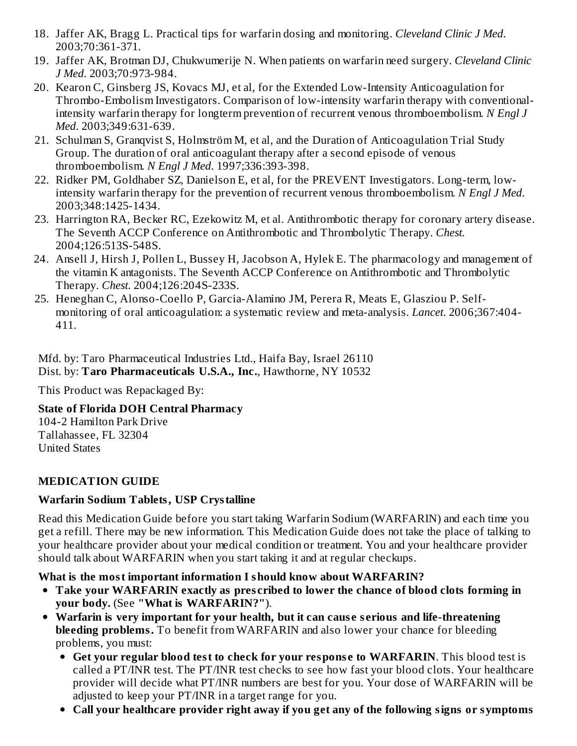18. Jaffer AK, Bragg L. Practical tips for warfarin dosing and monitoring. *Cleveland Clinic J Med*. 2003;70:361-371.
19. Jaffer AK, Brotman DJ, Chukwumerije N. When patients on warfarin need surgery. *Cleveland Clinic J Med*. 2003;70:973-984.
20. Kearon C, Ginsberg JS, Kovacs MJ, et al, for the Extended Low-Intensity Anticoagulation for Thrombo-Embolism Investigators. Comparison of low-intensity warfarin therapy with conventional-intensity warfarin therapy for longterm prevention of recurrent venous thromboembolism. *N Engl J Med*. 2003;349:631-639.
21. Schulman S, Granqvist S, Holmström M, et al, and the Duration of Anticoagulation Trial Study Group. The duration of oral anticoagulant therapy after a second episode of venous thromboembolism. *N Engl J Med*. 1997;336:393-398.
22. Ridker PM, Goldhaber SZ, Danielson E, et al, for the PREVENT Investigators. Long-term, low-intensity warfarin therapy for the prevention of recurrent venous thromboembolism. *N Engl J Med*. 2003;348:1425-1434.
23. Harrington RA, Becker RC, Ezekowitz M, et al. Antithrombotic therapy for coronary artery disease. The Seventh ACCP Conference on Antithrombotic and Thrombolytic Therapy. *Chest*. 2004;126:513S-548S.
24. Ansell J, Hirsh J, Pollen L, Bussey H, Jacobson A, Hylek E. The pharmacology and management of the vitamin K antagonists. The Seventh ACCP Conference on Antithrombotic and Thrombolytic Therapy. *Chest*. 2004;126:204S-233S.
25. Heneghan C, Alonso-Coello P, Garcia-Alamino JM, Perera R, Meats E, Glasziou P. Self-monitoring of oral anticoagulation: a systematic review and meta-analysis. *Lancet*. 2006;367:404-411.

Mfd. by: Taro Pharmaceutical Industries Ltd., Haifa Bay, Israel 26110
Dist. by: **Taro Pharmaceuticals U.S.A., Inc.**, Hawthorne, NY 10532

This Product was Repackaged By:

**State of Florida DOH Central Pharmacy**
104-2 Hamilton Park Drive
Tallahassee, FL 32304
United States

## MEDICATION GUIDE

### Warfarin Sodium Tablets, USP Crystalline

Read this Medication Guide before you start taking Warfarin Sodium (WARFARIN) and each time you get a refill. There may be new information. This Medication Guide does not take the place of talking to your healthcare provider about your medical condition or treatment. You and your healthcare provider should talk about WARFARIN when you start taking it and at regular checkups.

**What is the most important information I should know about WARFARIN?**

- **Take your WARFARIN exactly as prescribed to lower the chance of blood clots forming in your body.** (See **"What is WARFARIN?"**).
- **Warfarin is very important for your health, but it can cause serious and life-threatening bleeding problems.** To benefit from WARFARIN and also lower your chance for bleeding problems, you must:
  - **Get your regular blood test to check for your response to WARFARIN**. This blood test is called a PT/INR test. The PT/INR test checks to see how fast your blood clots. Your healthcare provider will decide what PT/INR numbers are best for you. Your dose of WARFARIN will be adjusted to keep your PT/INR in a target range for you.
  - **Call your healthcare provider right away if you get any of the following signs or symptoms**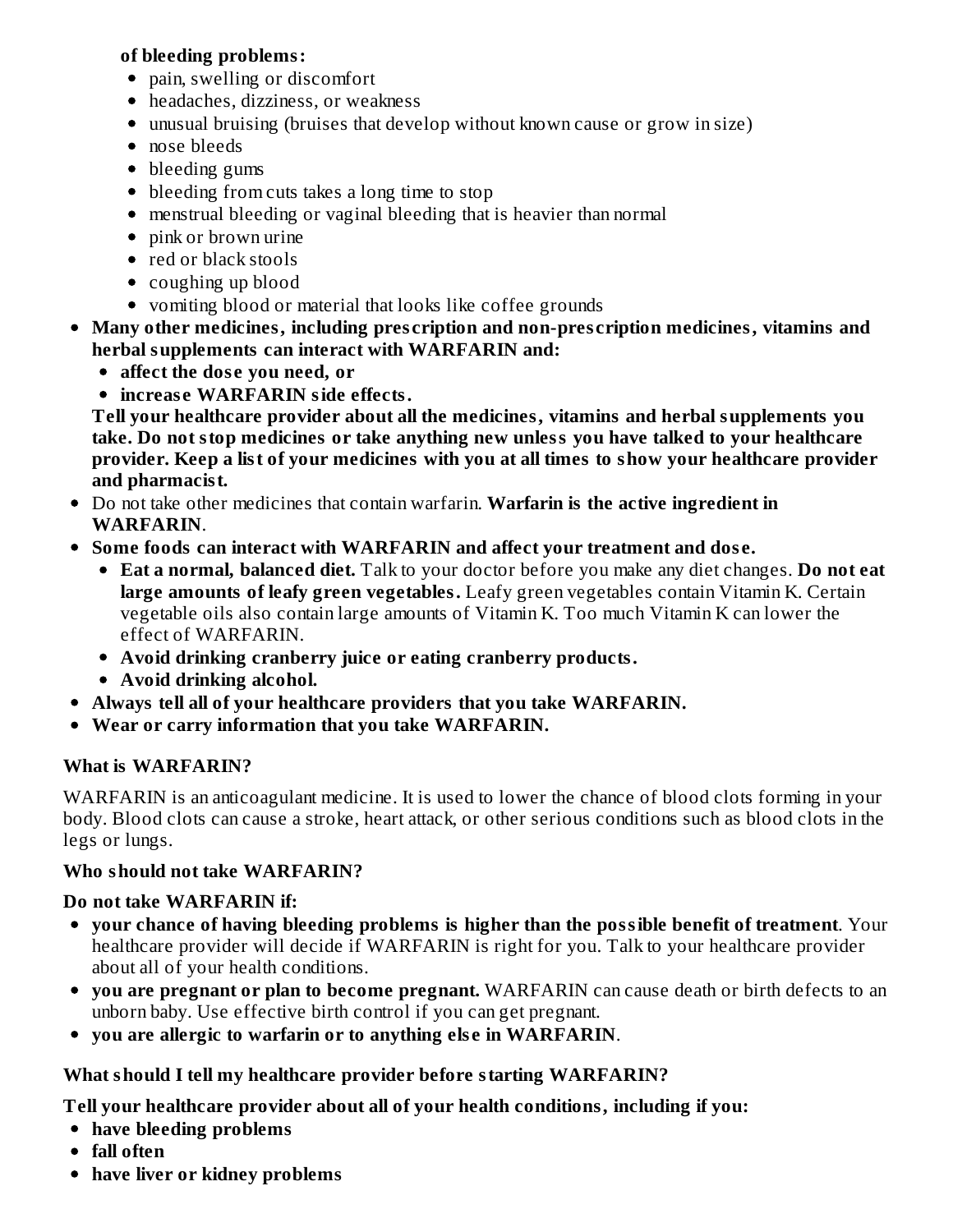**of bleeding problems:**
  - pain, swelling or discomfort
  - headaches, dizziness, or weakness
  - unusual bruising (bruises that develop without known cause or grow in size)
  - nose bleeds
  - bleeding gums
  - bleeding from cuts takes a long time to stop
  - menstrual bleeding or vaginal bleeding that is heavier than normal
  - pink or brown urine
  - red or black stools
  - coughing up blood
  - vomiting blood or material that looks like coffee grounds
- **Many other medicines, including prescription and non-prescription medicines, vitamins and herbal supplements can interact with WARFARIN and:**
  - **affect the dose you need, or**
  - **increase WARFARIN side effects.**

  **Tell your healthcare provider about all the medicines, vitamins and herbal supplements you take. Do not stop medicines or take anything new unless you have talked to your healthcare provider. Keep a list of your medicines with you at all times to show your healthcare provider and pharmacist.**
- Do not take other medicines that contain warfarin. **Warfarin is the active ingredient in WARFARIN**.
- **Some foods can interact with WARFARIN and affect your treatment and dose.**
  - **Eat a normal, balanced diet.** Talk to your doctor before you make any diet changes. **Do not eat large amounts of leafy green vegetables.** Leafy green vegetables contain Vitamin K. Certain vegetable oils also contain large amounts of Vitamin K. Too much Vitamin K can lower the effect of WARFARIN.
  - **Avoid drinking cranberry juice or eating cranberry products.**
  - **Avoid drinking alcohol.**
- **Always tell all of your healthcare providers that you take WARFARIN.**
- **Wear or carry information that you take WARFARIN.**

**What is WARFARIN?**

WARFARIN is an anticoagulant medicine. It is used to lower the chance of blood clots forming in your body. Blood clots can cause a stroke, heart attack, or other serious conditions such as blood clots in the legs or lungs.

**Who should not take WARFARIN?**

**Do not take WARFARIN if:**

- **your chance of having bleeding problems is higher than the possible benefit of treatment**. Your healthcare provider will decide if WARFARIN is right for you. Talk to your healthcare provider about all of your health conditions.
- **you are pregnant or plan to become pregnant.** WARFARIN can cause death or birth defects to an unborn baby. Use effective birth control if you can get pregnant.
- **you are allergic to warfarin or to anything else in WARFARIN**.

**What should I tell my healthcare provider before starting WARFARIN?**

**Tell your healthcare provider about all of your health conditions, including if you:**

- **have bleeding problems**
- **fall often**
- **have liver or kidney problems**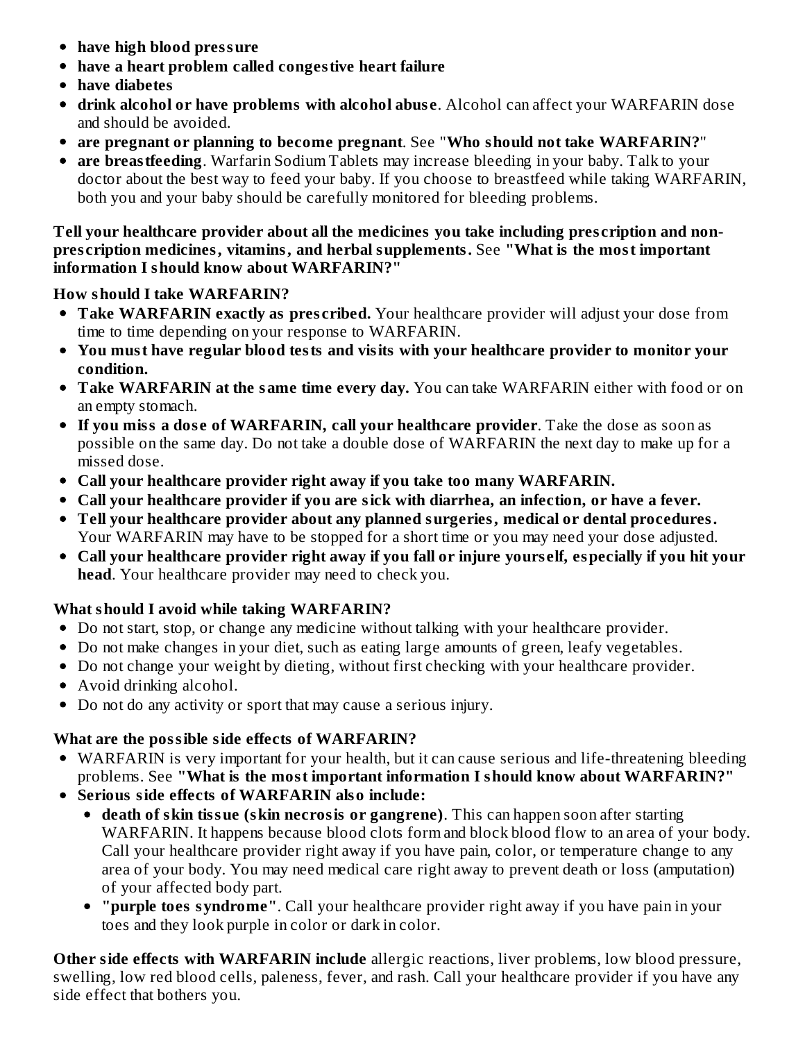- **have high blood pressure**
- **have a heart problem called congestive heart failure**
- **have diabetes**
- **drink alcohol or have problems with alcohol abuse**. Alcohol can affect your WARFARIN dose and should be avoided.
- **are pregnant or planning to become pregnant**. See "**Who should not take WARFARIN?**"
- **are breastfeeding**. Warfarin Sodium Tablets may increase bleeding in your baby. Talk to your doctor about the best way to feed your baby. If you choose to breastfeed while taking WARFARIN, both you and your baby should be carefully monitored for bleeding problems.

**Tell your healthcare provider about all the medicines you take including prescription and non-prescription medicines, vitamins, and herbal supplements.** See **"What is the most important information I should know about WARFARIN?"**

**How should I take WARFARIN?**

- **Take WARFARIN exactly as prescribed.** Your healthcare provider will adjust your dose from time to time depending on your response to WARFARIN.
- **You must have regular blood tests and visits with your healthcare provider to monitor your condition.**
- **Take WARFARIN at the same time every day.** You can take WARFARIN either with food or on an empty stomach.
- **If you miss a dose of WARFARIN, call your healthcare provider**. Take the dose as soon as possible on the same day. Do not take a double dose of WARFARIN the next day to make up for a missed dose.
- **Call your healthcare provider right away if you take too many WARFARIN.**
- **Call your healthcare provider if you are sick with diarrhea, an infection, or have a fever.**
- **Tell your healthcare provider about any planned surgeries, medical or dental procedures.** Your WARFARIN may have to be stopped for a short time or you may need your dose adjusted.
- **Call your healthcare provider right away if you fall or injure yourself, especially if you hit your head**. Your healthcare provider may need to check you.

**What should I avoid while taking WARFARIN?**

- Do not start, stop, or change any medicine without talking with your healthcare provider.
- Do not make changes in your diet, such as eating large amounts of green, leafy vegetables.
- Do not change your weight by dieting, without first checking with your healthcare provider.
- Avoid drinking alcohol.
- Do not do any activity or sport that may cause a serious injury.

**What are the possible side effects of WARFARIN?**

- WARFARIN is very important for your health, but it can cause serious and life-threatening bleeding problems. See **"What is the most important information I should know about WARFARIN?"**
- **Serious side effects of WARFARIN also include:**
  - **death of skin tissue (skin necrosis or gangrene)**. This can happen soon after starting WARFARIN. It happens because blood clots form and block blood flow to an area of your body. Call your healthcare provider right away if you have pain, color, or temperature change to any area of your body. You may need medical care right away to prevent death or loss (amputation) of your affected body part.
  - **"purple toes syndrome"**. Call your healthcare provider right away if you have pain in your toes and they look purple in color or dark in color.

**Other side effects with WARFARIN include** allergic reactions, liver problems, low blood pressure, swelling, low red blood cells, paleness, fever, and rash. Call your healthcare provider if you have any side effect that bothers you.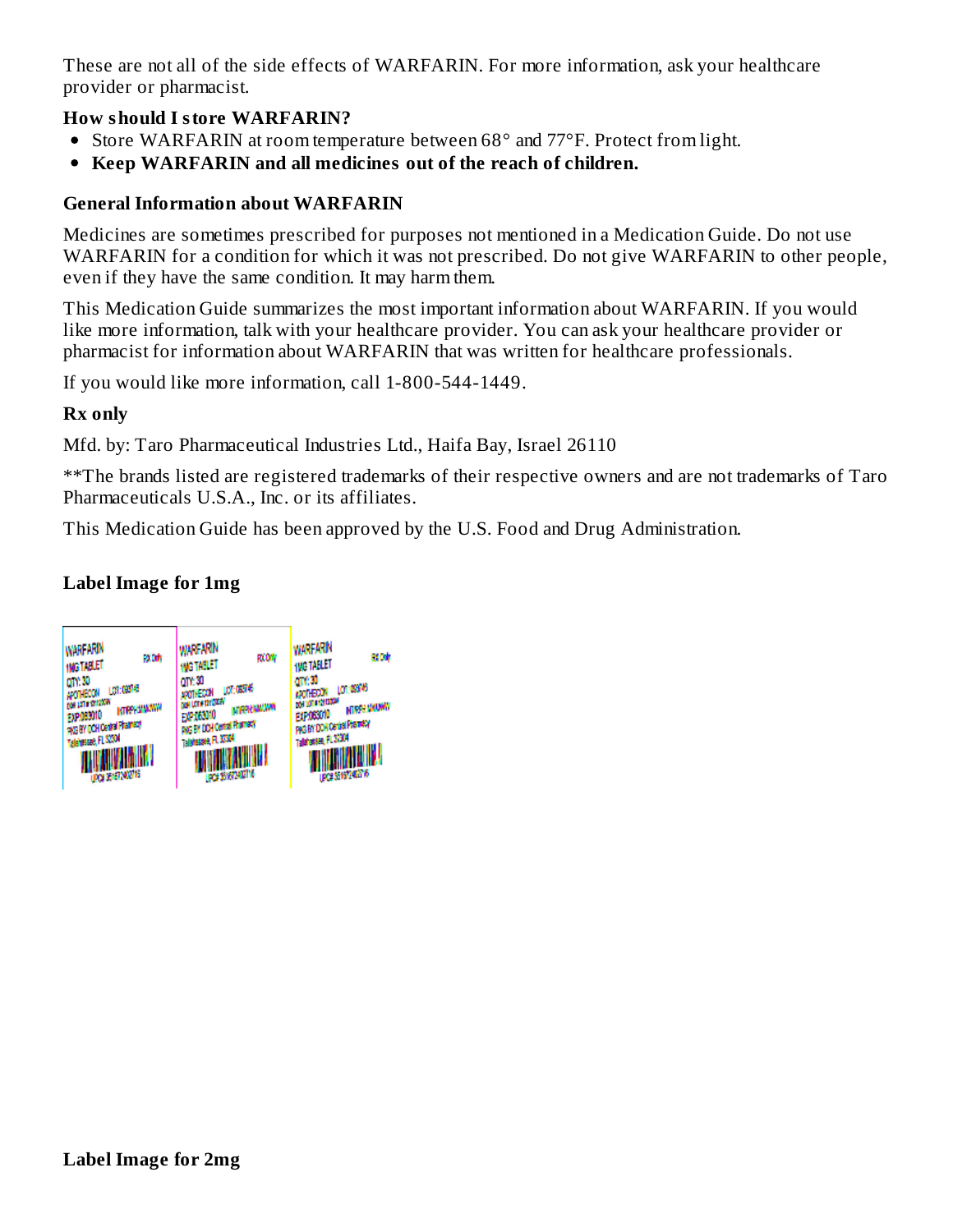These are not all of the side effects of WARFARIN. For more information, ask your healthcare provider or pharmacist.

**How should I store WARFARIN?**

- Store WARFARIN at room temperature between 68° and 77°F. Protect from light.
- **Keep WARFARIN and all medicines out of the reach of children.**

**General Information about WARFARIN**

Medicines are sometimes prescribed for purposes not mentioned in a Medication Guide. Do not use WARFARIN for a condition for which it was not prescribed. Do not give WARFARIN to other people, even if they have the same condition. It may harm them.

This Medication Guide summarizes the most important information about WARFARIN. If you would like more information, talk with your healthcare provider. You can ask your healthcare provider or pharmacist for information about WARFARIN that was written for healthcare professionals.

If you would like more information, call 1-800-544-1449.

**Rx only**

Mfd. by: Taro Pharmaceutical Industries Ltd., Haifa Bay, Israel 26110

**The brands listed are registered trademarks of their respective owners and are not trademarks of Taro Pharmaceuticals U.S.A., Inc. or its affiliates.

This Medication Guide has been approved by the U.S. Food and Drug Administration.

**Label Image for 1mg**

**Label Image for 2mg**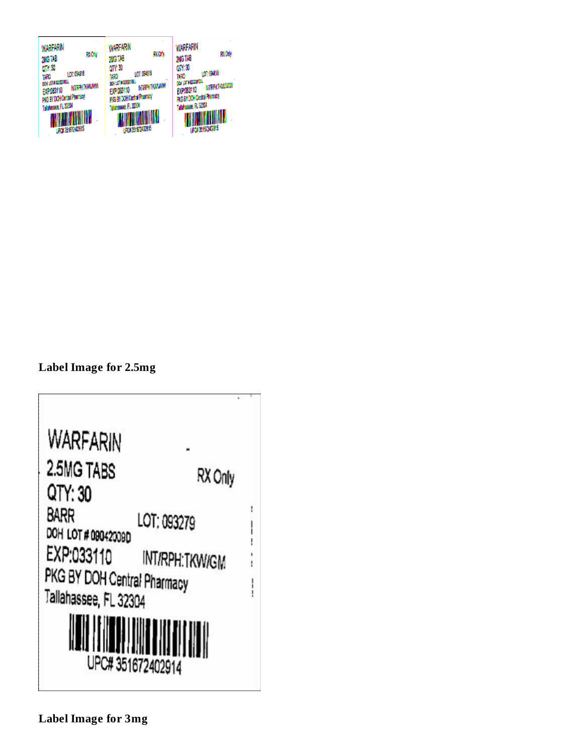WARFARIN
2MG TAB
RX Only
QTY: 30
TARO
LOT: 094818
DOH LOT # 092209ILL
EXP:083110
INT/RPH:TKW/JWW
PKG BY DOH Central Pharmacy
Tallahassee, FL 32304
UPC# 351672402815

**Label Image for 2.5mg**

WARFARIN
2.5MG TABS
RX Only
QTY: 30
BARR
LOT: 093279
DOH LOT # 090420090
EXP:033110
INT/RPH:TKW/GM
PKG BY DOH Central Pharmacy
Tallahassee, FL 32304
UPC# 351672402914

**Label Image for 3mg**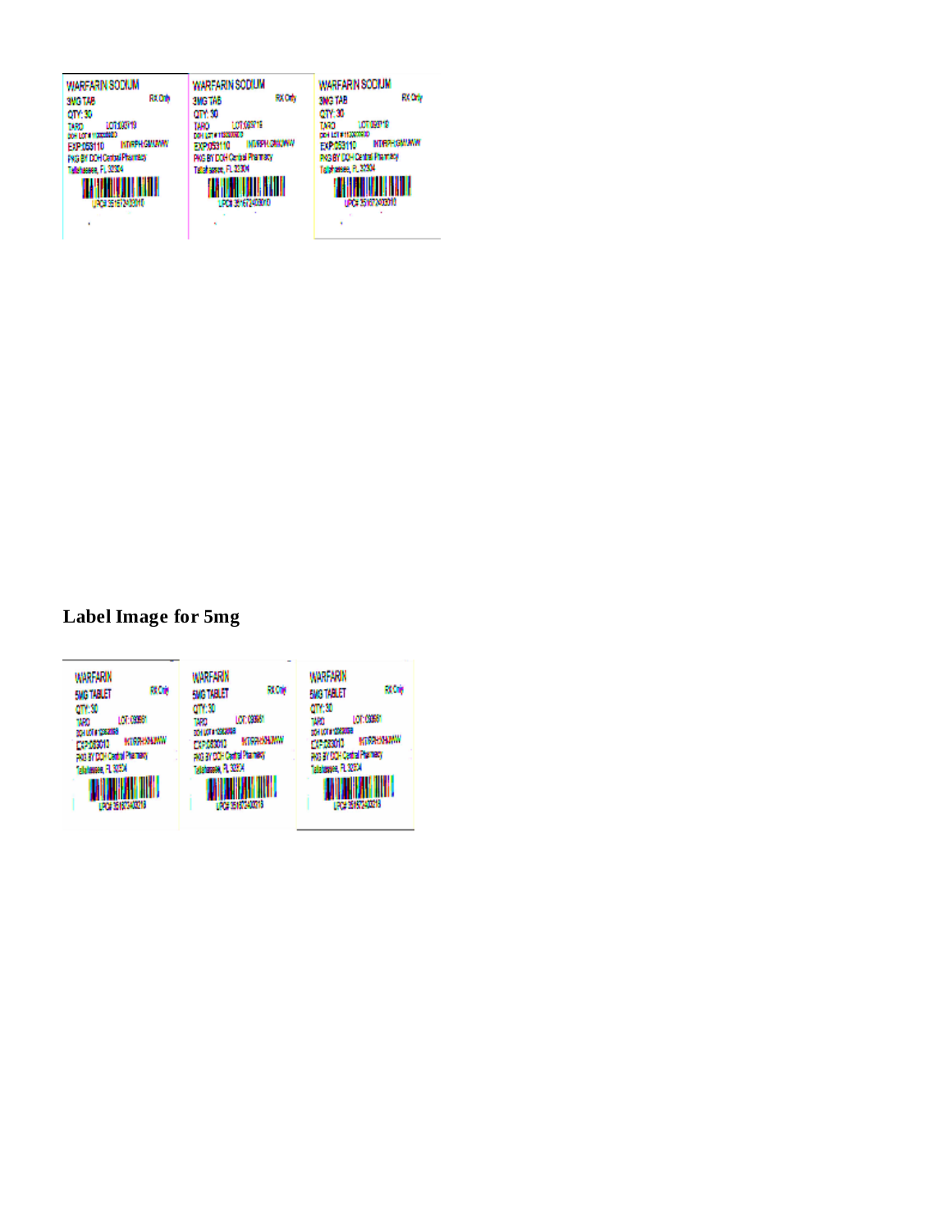## Label Image for 5mg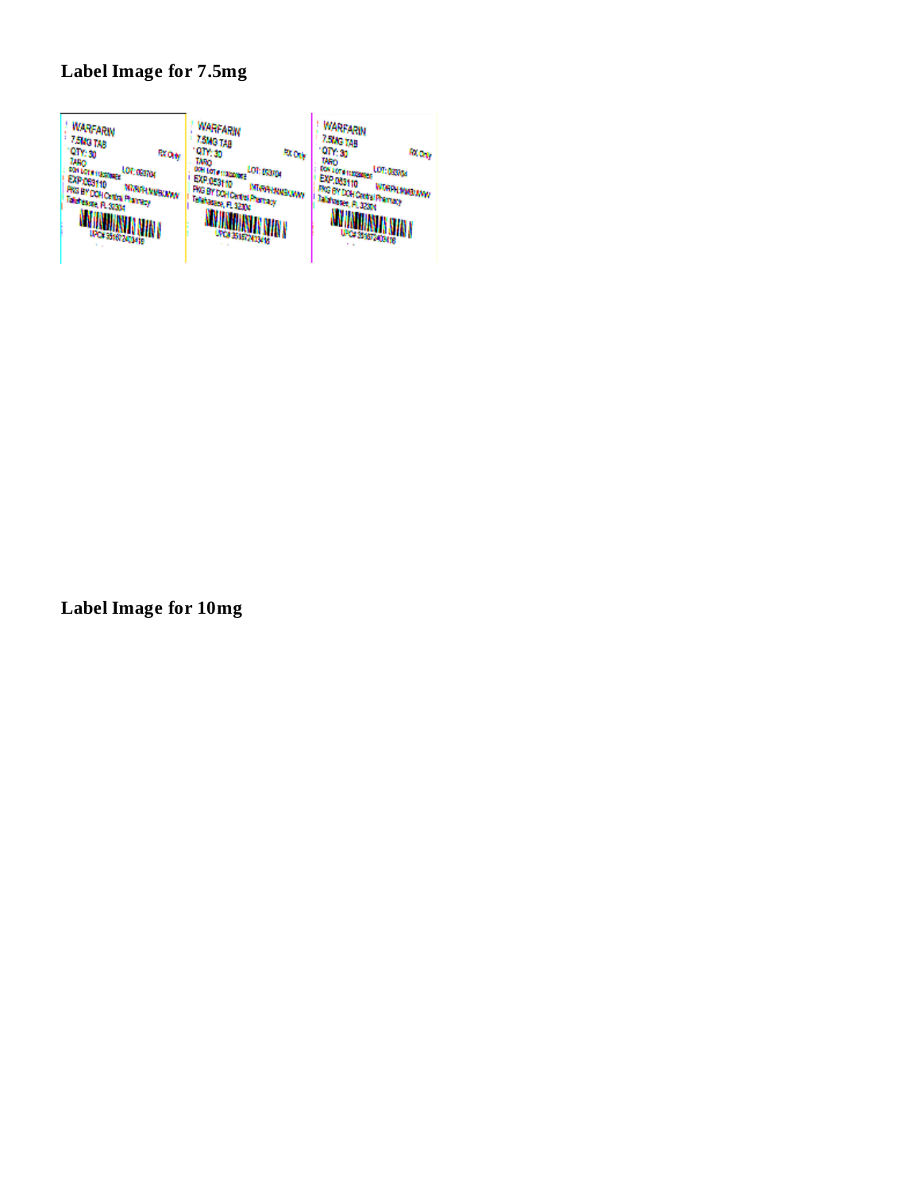**Label Image for 7.5mg**

**Label Image for 10mg**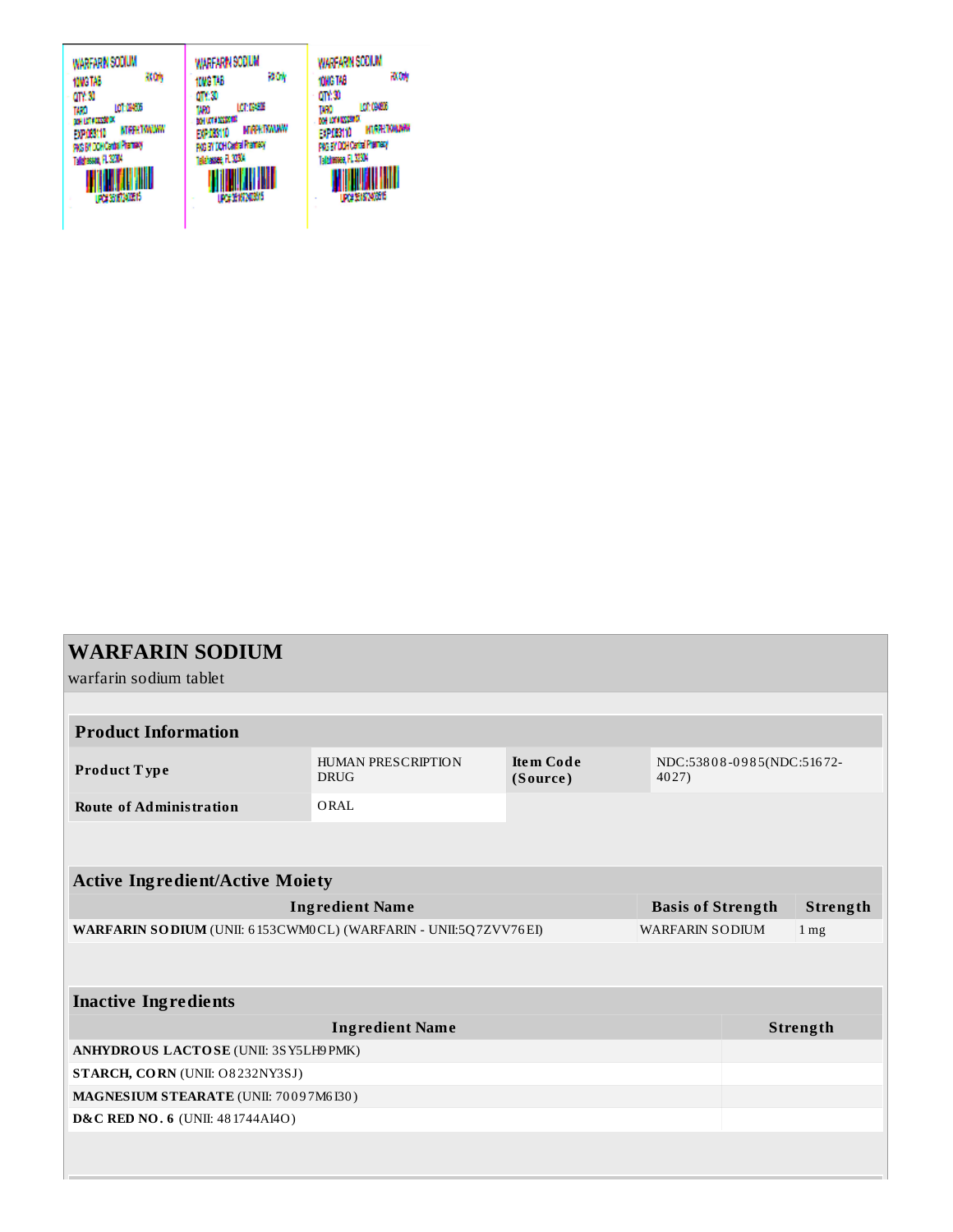WARFARIN SODIUM
10MG TAB
Rx Only
QTY: 30
TARO
LOT: 0948
EXP 083110
PKG BY DOH Central Pharmacy
Tallahassee, FL 32304

# WARFARIN SODIUM

warfarin sodium tablet

## Product Information

| Product Type | HUMAN PRESCRIPTION DRUG | Item Code (Source) | NDC:53808-0985(NDC:51672-4027) |
|---|---|---|---|
| Route of Administration | ORAL | | |

## Active Ingredient/Active Moiety

| Ingredient Name | Basis of Strength | Strength |
|---|---|---|
| **WARFARIN SODIUM** (UNII: 6153CWM0CL) (WARFARIN - UNII:5Q7ZVV76EI) | WARFARIN SODIUM | 1 mg |

## Inactive Ingredients

| Ingredient Name | Strength |
|---|---|
| **ANHYDROUS LACTOSE** (UNII: 3SY5LH9PMK) | |
| **STARCH, CORN** (UNII: O8232NY3SJ) | |
| **MAGNESIUM STEARATE** (UNII: 70097M6I30) | |
| **D&C RED NO. 6** (UNII: 481744AI4O) | |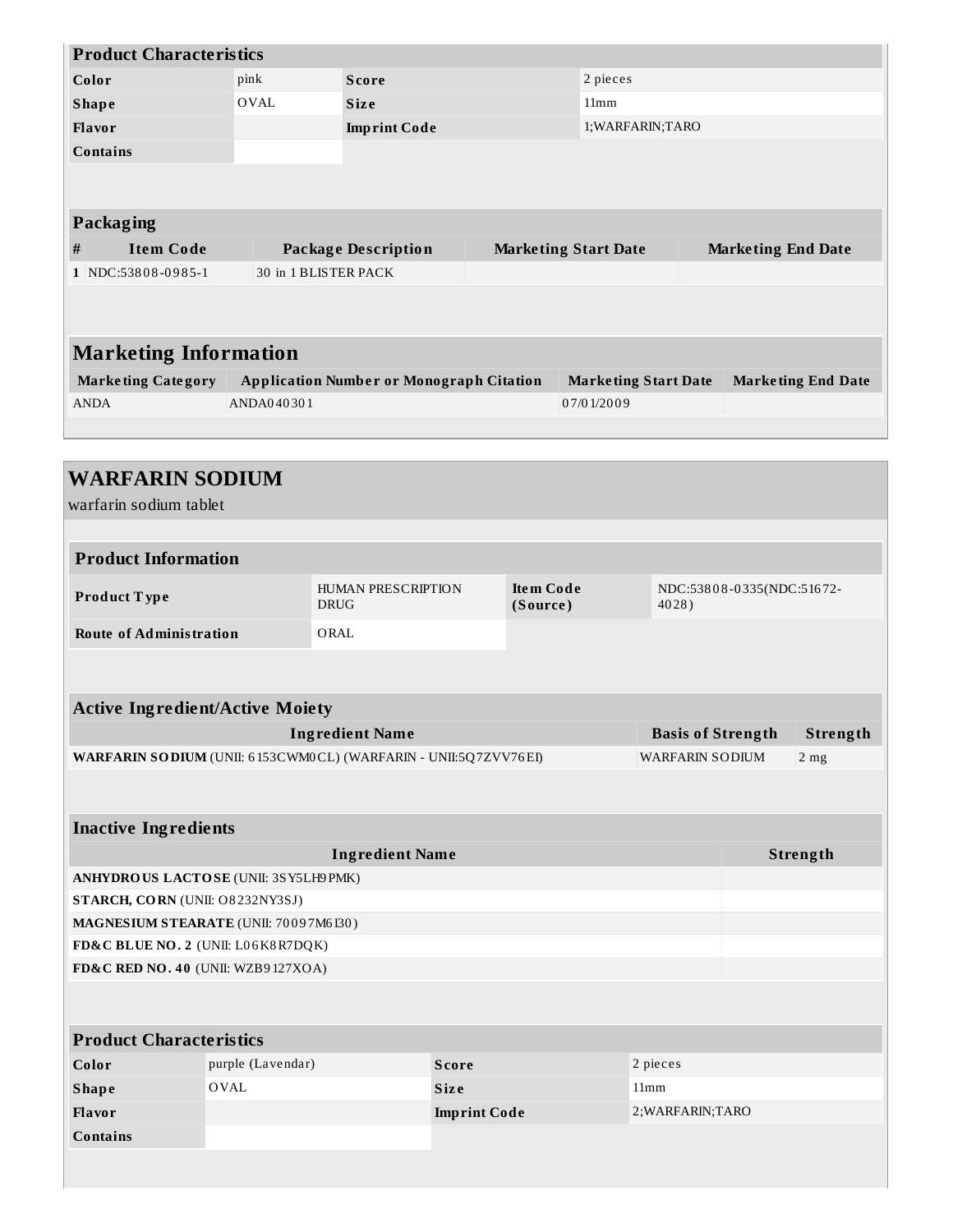| Product Characteristics | | | |
|---|---|---|---|
| **Color** | pink | **Score** | 2 pieces |
| **Shape** | OVAL | **Size** | 11mm |
| **Flavor** | | **Imprint Code** | 1;WARFARIN;TARO |
| **Contains** | | | |

| Packaging | | | | |
|---|---|---|---|---|
| **#** | **Item Code** | **Package Description** | **Marketing Start Date** | **Marketing End Date** |
| **1** | NDC:53808-0985-1 | 30 in 1 BLISTER PACK | | |

## Marketing Information

| Marketing Category | Application Number or Monograph Citation | Marketing Start Date | Marketing End Date |
|---|---|---|---|
| ANDA | ANDA040301 | 07/01/2009 | |

## WARFARIN SODIUM

warfarin sodium tablet

| Product Information | | | |
|---|---|---|---|
| **Product Type** | HUMAN PRESCRIPTION DRUG | **Item Code (Source)** | NDC:53808-0335(NDC:51672-4028) |
| **Route of Administration** | ORAL | | |

| Active Ingredient/Active Moiety | | |
|---|---|---|
| **Ingredient Name** | **Basis of Strength** | **Strength** |
| **WARFARIN SODIUM** (UNII: 6153CWM0CL) (WARFARIN - UNII:5Q7ZVV76EI) | WARFARIN SODIUM | 2 mg |

| Inactive Ingredients | |
|---|---|
| **Ingredient Name** | **Strength** |
| **ANHYDROUS LACTOSE** (UNII: 3SY5LH9PMK) | |
| **STARCH, CORN** (UNII: O8232NY3SJ) | |
| **MAGNESIUM STEARATE** (UNII: 70097M6I30) | |
| **FD&C BLUE NO. 2** (UNII: L06K8R7DQK) | |
| **FD&C RED NO. 40** (UNII: WZB9127XOA) | |

| Product Characteristics | | | |
|---|---|---|---|
| **Color** | purple (Lavendar) | **Score** | 2 pieces |
| **Shape** | OVAL | **Size** | 11mm |
| **Flavor** | | **Imprint Code** | 2;WARFARIN;TARO |
| **Contains** | | | |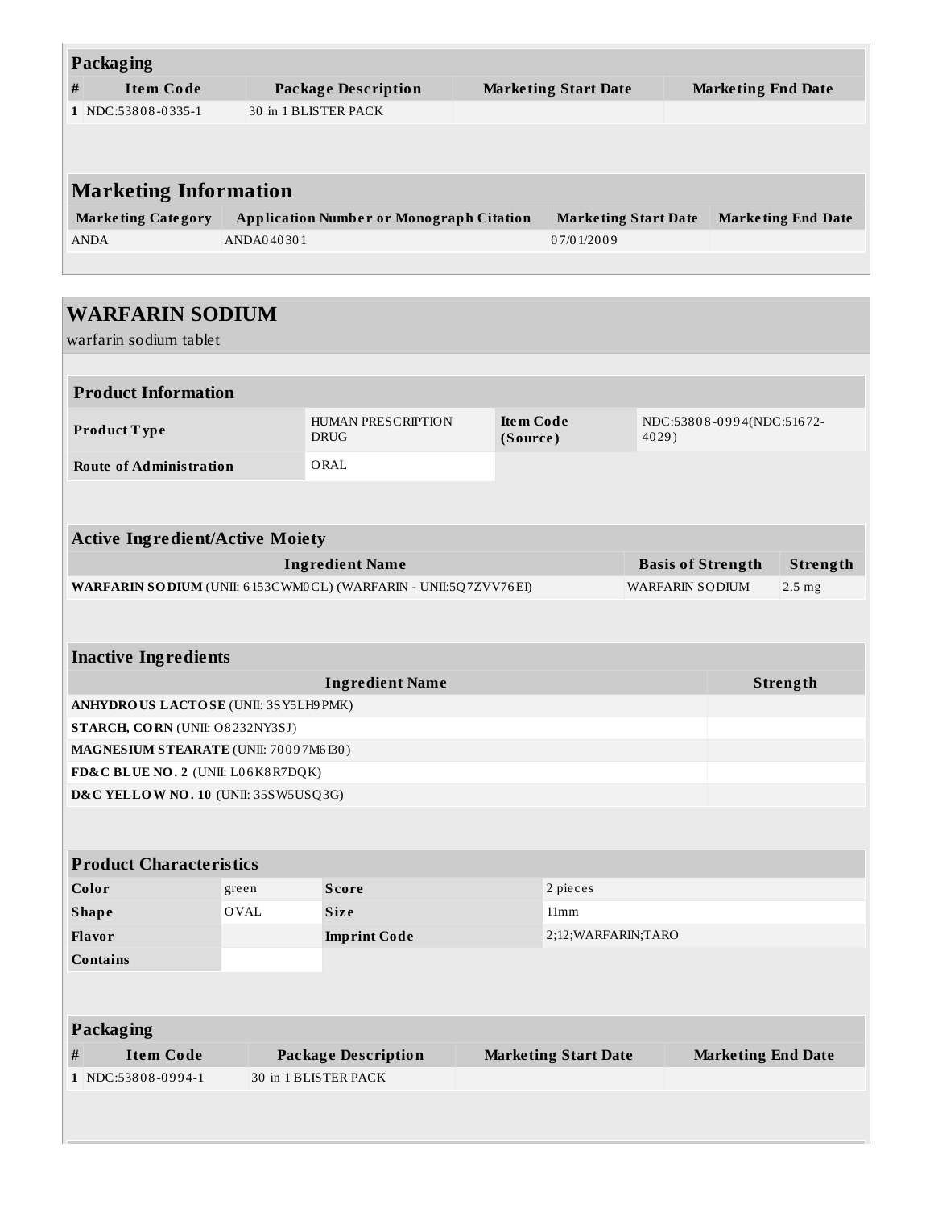### Packaging

| # | Item Code | Package Description | Marketing Start Date | Marketing End Date |
|---|---|---|---|---|
| 1 | NDC:53808-0335-1 | 30 in 1 BLISTER PACK | | |

### Marketing Information

| Marketing Category | Application Number or Monograph Citation | Marketing Start Date | Marketing End Date |
|---|---|---|---|
| ANDA | ANDA040301 | 07/01/2009 | |

## WARFARIN SODIUM

warfarin sodium tablet

### Product Information

| | | | |
|---|---|---|---|
| **Product Type** | HUMAN PRESCRIPTION DRUG | **Item Code (Source)** | NDC:53808-0994(NDC:51672-4029) |
| **Route of Administration** | ORAL | | |

### Active Ingredient/Active Moiety

| Ingredient Name | Basis of Strength | Strength |
|---|---|---|
| **WARFARIN SODIUM** (UNII: 6153CWM0CL) (WARFARIN - UNII:5Q7ZVV76EI) | WARFARIN SODIUM | 2.5 mg |

### Inactive Ingredients

| Ingredient Name | Strength |
|---|---|
| **ANHYDROUS LACTOSE** (UNII: 3SY5LH9PMK) | |
| **STARCH, CORN** (UNII: O8232NY3SJ) | |
| **MAGNESIUM STEARATE** (UNII: 70097M6I30) | |
| **FD&C BLUE NO. 2** (UNII: L06K8R7DQK) | |
| **D&C YELLOW NO. 10** (UNII: 35SW5USQ3G) | |

### Product Characteristics

| | | | |
|---|---|---|---|
| **Color** | green | **Score** | 2 pieces |
| **Shape** | OVAL | **Size** | 11mm |
| **Flavor** | | **Imprint Code** | 2;12;WARFARIN;TARO |
| **Contains** | | | |

### Packaging

| # | Item Code | Package Description | Marketing Start Date | Marketing End Date |
|---|---|---|---|---|
| 1 | NDC:53808-0994-1 | 30 in 1 BLISTER PACK | | |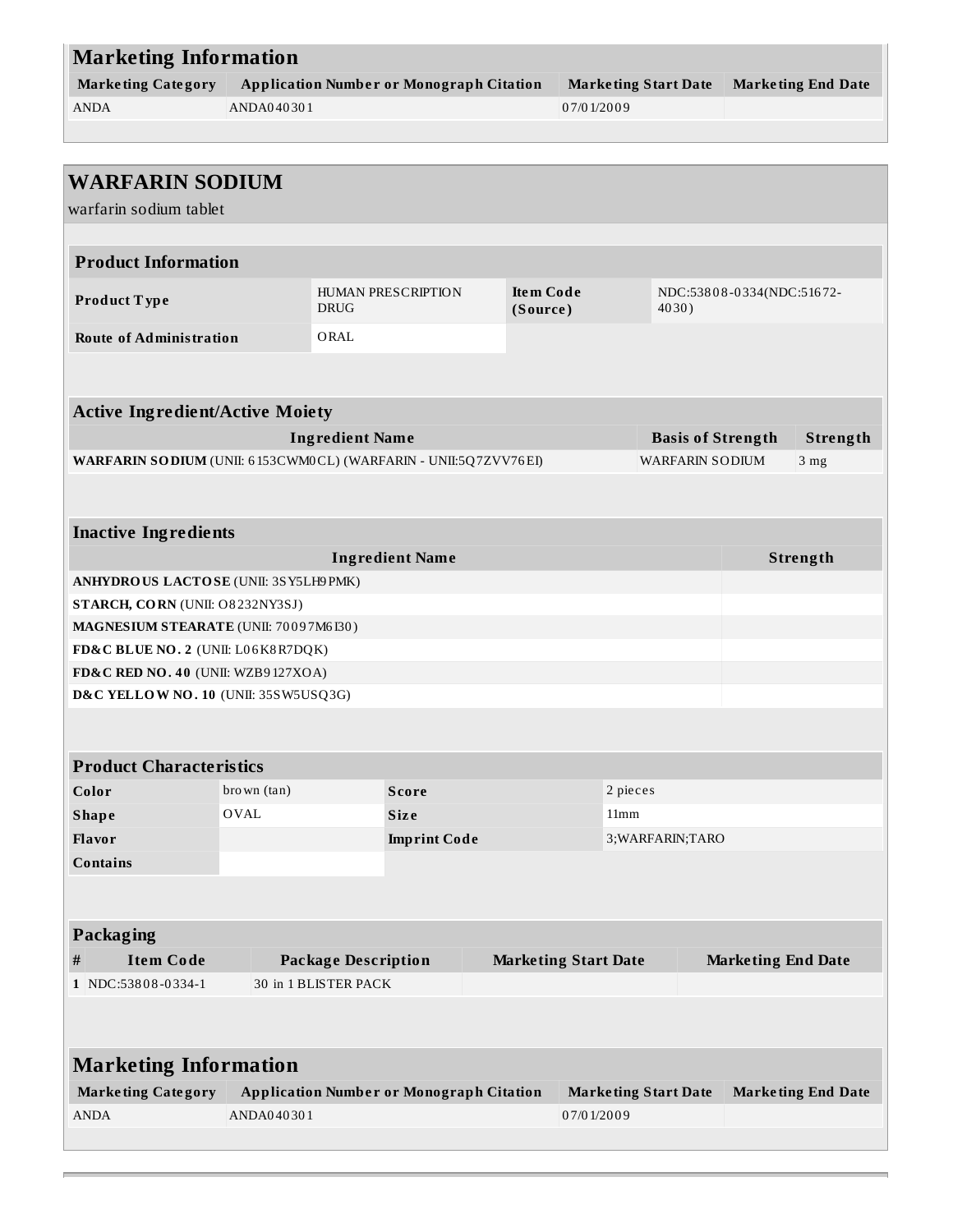## Marketing Information

| Marketing Category | Application Number or Monograph Citation | Marketing Start Date | Marketing End Date |
|---|---|---|---|
| ANDA | ANDA040301 | 07/01/2009 | |

# WARFARIN SODIUM

warfarin sodium tablet

## Product Information

| | | | |
|---|---|---|---|
| **Product Type** | HUMAN PRESCRIPTION DRUG | **Item Code (Source)** | NDC:53808-0334(NDC:51672-4030) |
| **Route of Administration** | ORAL | | |

## Active Ingredient/Active Moiety

| Ingredient Name | Basis of Strength | Strength |
|---|---|---|
| **WARFARIN SODIUM** (UNII: 6153CWM0CL) (WARFARIN - UNII:5Q7ZVV76EI) | WARFARIN SODIUM | 3 mg |

## Inactive Ingredients

| Ingredient Name | Strength |
|---|---|
| **ANHYDROUS LACTOSE** (UNII: 3SY5LH9PMK) | |
| **STARCH, CORN** (UNII: O8232NY3SJ) | |
| **MAGNESIUM STEARATE** (UNII: 70097M6I30) | |
| **FD&C BLUE NO. 2** (UNII: L06K8R7DQK) | |
| **FD&C RED NO. 40** (UNII: WZB9127XOA) | |
| **D&C YELLOW NO. 10** (UNII: 35SW5USQ3G) | |

## Product Characteristics

| | | | |
|---|---|---|---|
| **Color** | brown (tan) | **Score** | 2 pieces |
| **Shape** | OVAL | **Size** | 11mm |
| **Flavor** | | **Imprint Code** | 3;WARFARIN;TARO |
| **Contains** | | | |

## Packaging

| # | Item Code | Package Description | Marketing Start Date | Marketing End Date |
|---|---|---|---|---|
| 1 | NDC:53808-0334-1 | 30 in 1 BLISTER PACK | | |

## Marketing Information

| Marketing Category | Application Number or Monograph Citation | Marketing Start Date | Marketing End Date |
|---|---|---|---|
| ANDA | ANDA040301 | 07/01/2009 | |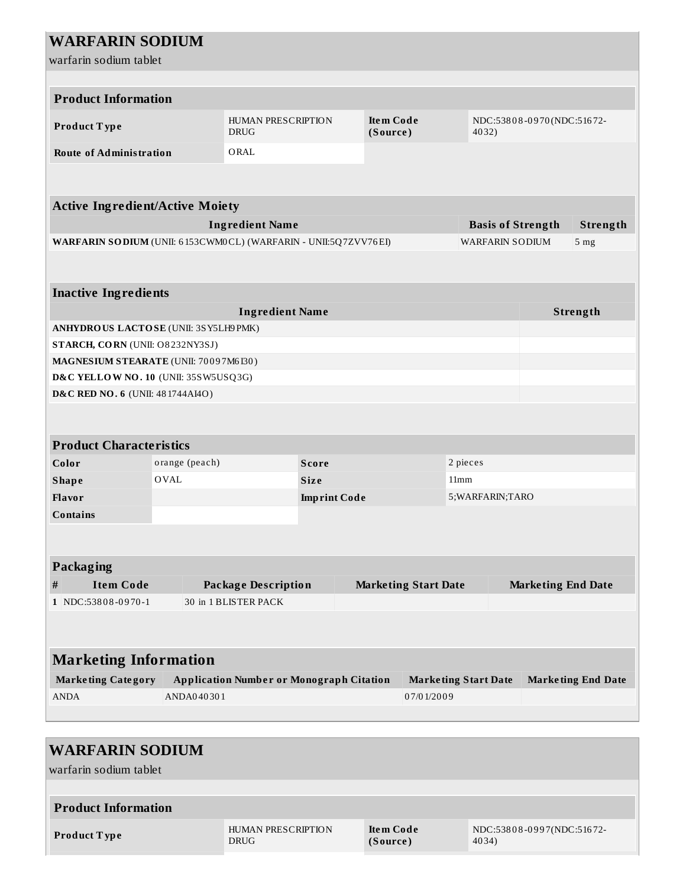## WARFARIN SODIUM

warfarin sodium tablet

| Product Information | | | |
|---|---|---|---|
| **Product Type** | HUMAN PRESCRIPTION DRUG | **Item Code (Source)** | NDC:53808-0970(NDC:51672-4032) |
| **Route of Administration** | ORAL | | |

| Active Ingredient/Active Moiety | | |
|---|---|---|
| **Ingredient Name** | **Basis of Strength** | **Strength** |
| **WARFARIN SODIUM** (UNII: 6153CWM0CL) (WARFARIN - UNII:5Q7ZVV76EI) | WARFARIN SODIUM | 5 mg |

| Inactive Ingredients | |
|---|---|
| **Ingredient Name** | **Strength** |
| **ANHYDROUS LACTOSE** (UNII: 3SY5LH9PMK) | |
| **STARCH, CORN** (UNII: O8232NY3SJ) | |
| **MAGNESIUM STEARATE** (UNII: 70097M6I30) | |
| **D&C YELLOW NO. 10** (UNII: 35SW5USQ3G) | |
| **D&C RED NO. 6** (UNII: 481744AI4O) | |

| Product Characteristics | | | |
|---|---|---|---|
| **Color** | orange (peach) | **Score** | 2 pieces |
| **Shape** | OVAL | **Size** | 11mm |
| **Flavor** | | **Imprint Code** | 5;WARFARIN;TARO |
| **Contains** | | | |

| Packaging | | | | |
|---|---|---|---|---|
| **#** | **Item Code** | **Package Description** | **Marketing Start Date** | **Marketing End Date** |
| **1** | NDC:53808-0970-1 | 30 in 1 BLISTER PACK | | |

| Marketing Information | | | |
|---|---|---|---|
| **Marketing Category** | **Application Number or Monograph Citation** | **Marketing Start Date** | **Marketing End Date** |
| ANDA | ANDA040301 | 07/01/2009 | |

## WARFARIN SODIUM

warfarin sodium tablet

| Product Information | | | |
|---|---|---|---|
| **Product Type** | HUMAN PRESCRIPTION DRUG | **Item Code (Source)** | NDC:53808-0997(NDC:51672-4034) |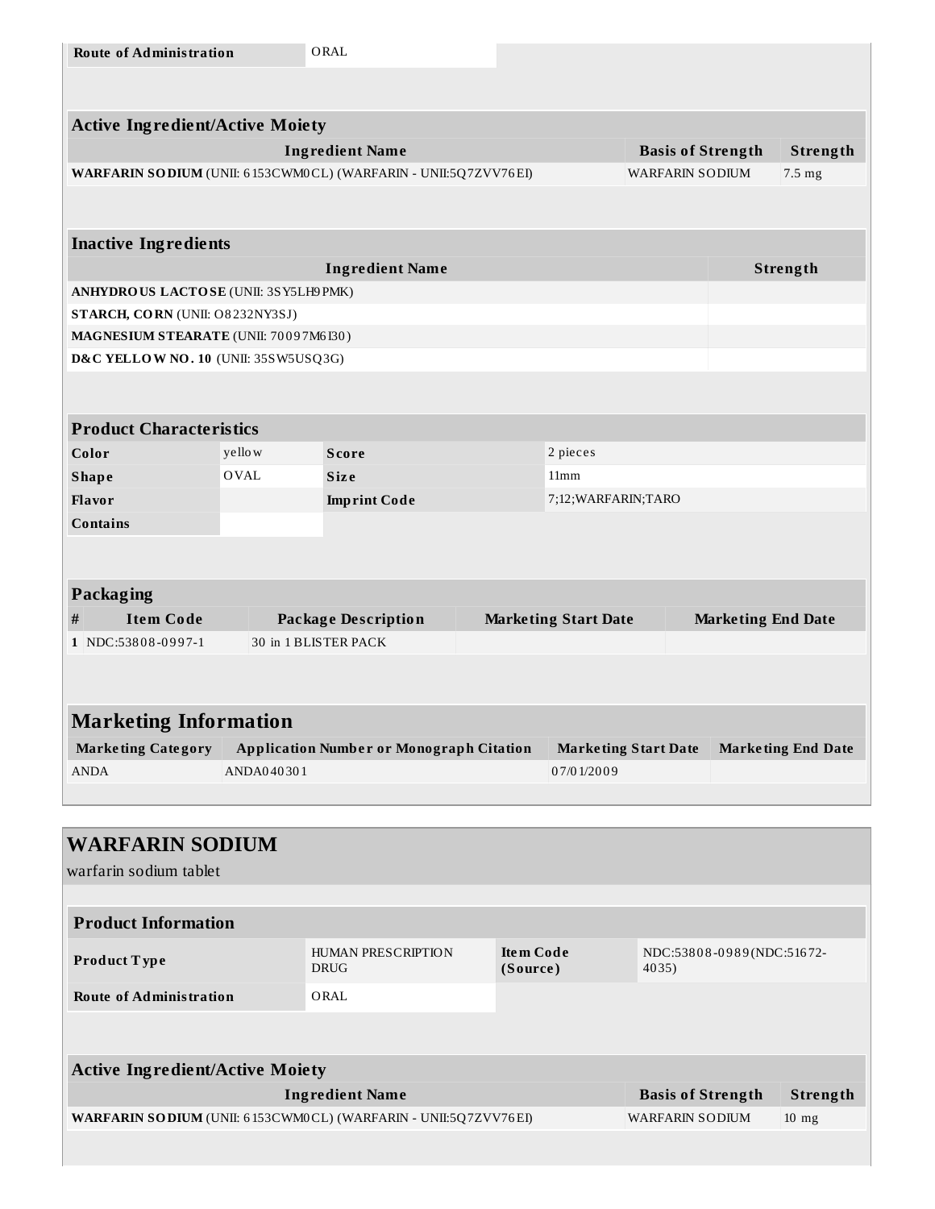| Route of Administration | ORAL |
| --- | --- |

## Active Ingredient/Active Moiety

| Ingredient Name | Basis of Strength | Strength |
| --- | --- | --- |
| **WARFARIN SODIUM** (UNII: 6153CWM0CL) (WARFARIN - UNII:5Q7ZVV76EI) | WARFARIN SODIUM | 7.5 mg |

## Inactive Ingredients

| Ingredient Name | Strength |
| --- | --- |
| **ANHYDROUS LACTOSE** (UNII: 3SY5LH9PMK) | |
| **STARCH, CORN** (UNII: O8232NY3SJ) | |
| **MAGNESIUM STEARATE** (UNII: 70097M6I30) | |
| **D&C YELLOW NO. 10** (UNII: 35SW5USQ3G) | |

## Product Characteristics

| | | | |
| --- | --- | --- | --- |
| **Color** | yellow | **Score** | 2 pieces |
| **Shape** | OVAL | **Size** | 11mm |
| **Flavor** | | **Imprint Code** | 7;12;WARFARIN;TARO |
| **Contains** | | | |

## Packaging

| # | Item Code | Package Description | Marketing Start Date | Marketing End Date |
| --- | --- | --- | --- | --- |
| 1 | NDC:53808-0997-1 | 30 in 1 BLISTER PACK | | |

## Marketing Information

| Marketing Category | Application Number or Monograph Citation | Marketing Start Date | Marketing End Date |
| --- | --- | --- | --- |
| ANDA | ANDA040301 | 07/01/2009 | |

# WARFARIN SODIUM

warfarin sodium tablet

## Product Information

| | | | |
| --- | --- | --- | --- |
| **Product Type** | HUMAN PRESCRIPTION DRUG | **Item Code (Source)** | NDC:53808-0989(NDC:51672-4035) |
| **Route of Administration** | ORAL | | |

## Active Ingredient/Active Moiety

| Ingredient Name | Basis of Strength | Strength |
| --- | --- | --- |
| **WARFARIN SODIUM** (UNII: 6153CWM0CL) (WARFARIN - UNII:5Q7ZVV76EI) | WARFARIN SODIUM | 10 mg |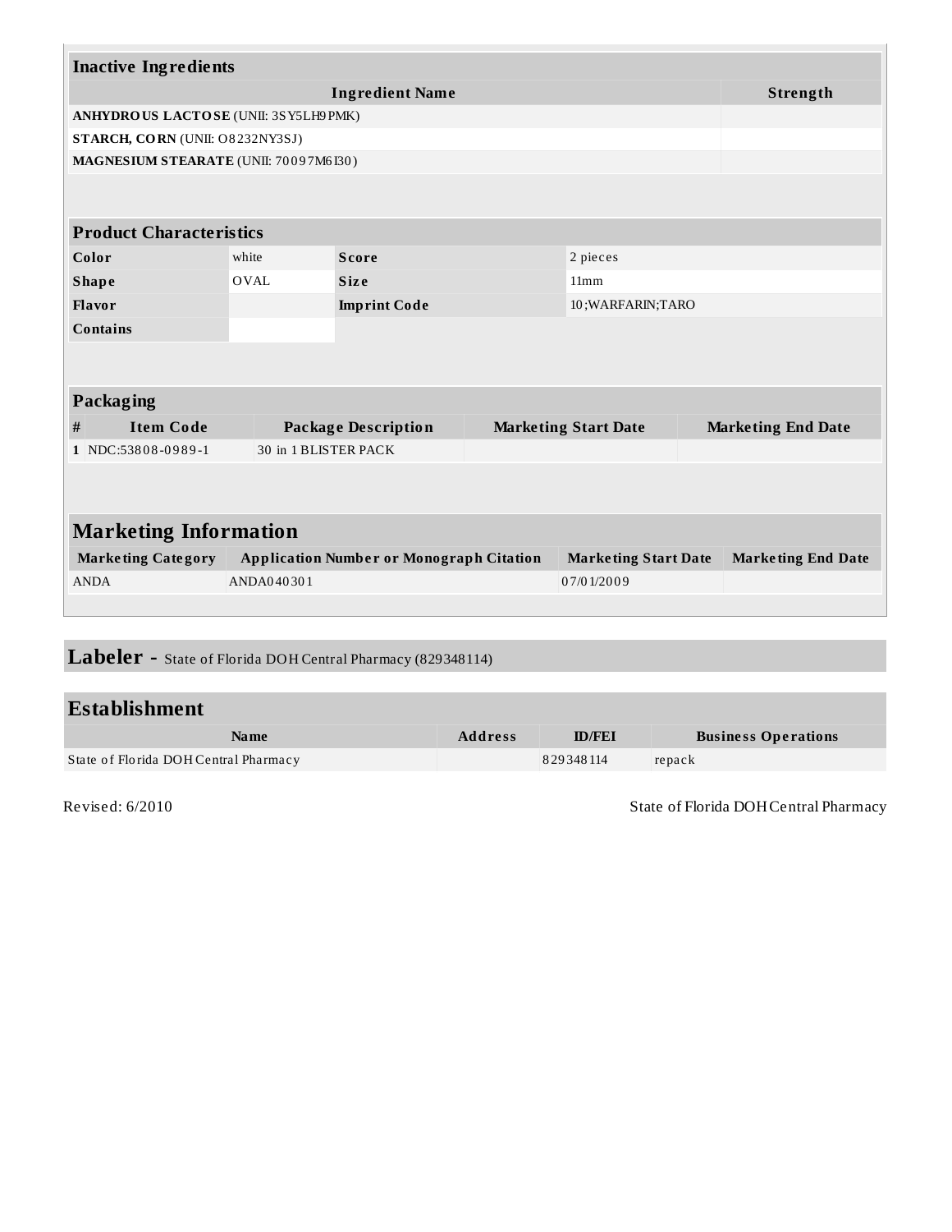| Inactive Ingredients | |
|---|---|
| **Ingredient Name** | **Strength** |
| **ANHYDROUS LACTOSE** (UNII: 3SY5LH9PMK) | |
| **STARCH, CORN** (UNII: O8232NY3SJ) | |
| **MAGNESIUM STEARATE** (UNII: 70097M6I30) | |

| Product Characteristics | | | |
|---|---|---|---|
| **Color** | white | **Score** | 2 pieces |
| **Shape** | OVAL | **Size** | 11mm |
| **Flavor** | | **Imprint Code** | 10;WARFARIN;TARO |
| **Contains** | | | |

| Packaging | | | | |
|---|---|---|---|---|
| **#** | **Item Code** | **Package Description** | **Marketing Start Date** | **Marketing End Date** |
| 1 | NDC:53808-0989-1 | 30 in 1 BLISTER PACK | | |

| Marketing Information | | | |
|---|---|---|---|
| **Marketing Category** | **Application Number or Monograph Citation** | **Marketing Start Date** | **Marketing End Date** |
| ANDA | ANDA040301 | 07/01/2009 | |

## Labeler - State of Florida DOH Central Pharmacy (829348114)

| Establishment | | | |
|---|---|---|---|
| **Name** | **Address** | **ID/FEI** | **Business Operations** |
| State of Florida DOH Central Pharmacy | | 829348114 | repack |

Revised: 6/2010

State of Florida DOH Central Pharmacy